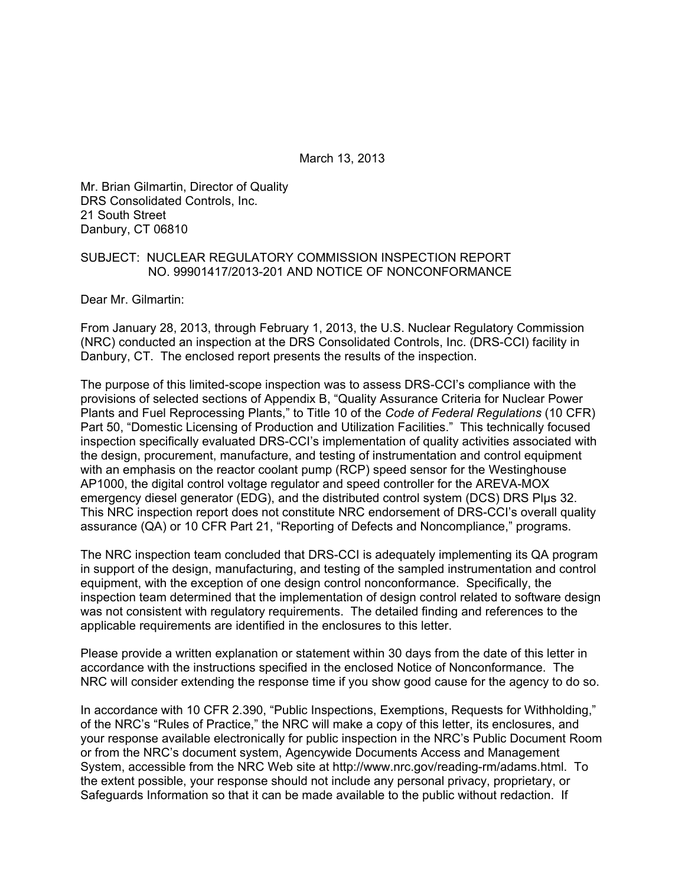March 13, 2013

Mr. Brian Gilmartin, Director of Quality
DRS Consolidated Controls, Inc.
21 South Street
Danbury, CT 06810

SUBJECT: NUCLEAR REGULATORY COMMISSION INSPECTION REPORT NO. 99901417/2013-201 AND NOTICE OF NONCONFORMANCE

Dear Mr. Gilmartin:

From January 28, 2013, through February 1, 2013, the U.S. Nuclear Regulatory Commission (NRC) conducted an inspection at the DRS Consolidated Controls, Inc. (DRS-CCI) facility in Danbury, CT. The enclosed report presents the results of the inspection.

The purpose of this limited-scope inspection was to assess DRS-CCI's compliance with the provisions of selected sections of Appendix B, "Quality Assurance Criteria for Nuclear Power Plants and Fuel Reprocessing Plants," to Title 10 of the *Code of Federal Regulations* (10 CFR) Part 50, "Domestic Licensing of Production and Utilization Facilities." This technically focused inspection specifically evaluated DRS-CCI's implementation of quality activities associated with the design, procurement, manufacture, and testing of instrumentation and control equipment with an emphasis on the reactor coolant pump (RCP) speed sensor for the Westinghouse AP1000, the digital control voltage regulator and speed controller for the AREVA-MOX emergency diesel generator (EDG), and the distributed control system (DCS) DRS Plµs 32. This NRC inspection report does not constitute NRC endorsement of DRS-CCI's overall quality assurance (QA) or 10 CFR Part 21, "Reporting of Defects and Noncompliance," programs.

The NRC inspection team concluded that DRS-CCI is adequately implementing its QA program in support of the design, manufacturing, and testing of the sampled instrumentation and control equipment, with the exception of one design control nonconformance. Specifically, the inspection team determined that the implementation of design control related to software design was not consistent with regulatory requirements. The detailed finding and references to the applicable requirements are identified in the enclosures to this letter.

Please provide a written explanation or statement within 30 days from the date of this letter in accordance with the instructions specified in the enclosed Notice of Nonconformance. The NRC will consider extending the response time if you show good cause for the agency to do so.

In accordance with 10 CFR 2.390, "Public Inspections, Exemptions, Requests for Withholding," of the NRC's "Rules of Practice," the NRC will make a copy of this letter, its enclosures, and your response available electronically for public inspection in the NRC's Public Document Room or from the NRC's document system, Agencywide Documents Access and Management System, accessible from the NRC Web site at http://www.nrc.gov/reading-rm/adams.html. To the extent possible, your response should not include any personal privacy, proprietary, or Safeguards Information so that it can be made available to the public without redaction. If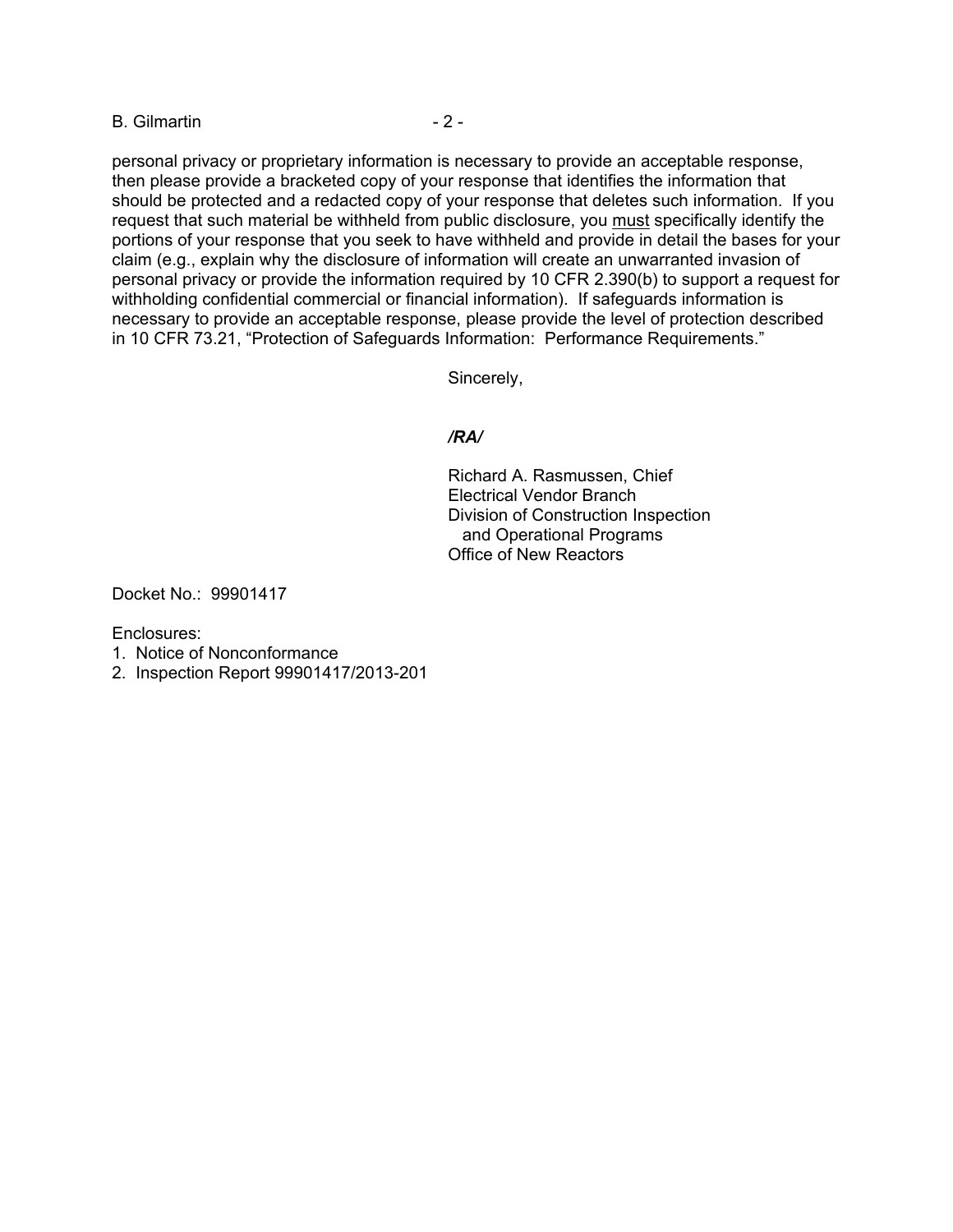personal privacy or proprietary information is necessary to provide an acceptable response, then please provide a bracketed copy of your response that identifies the information that should be protected and a redacted copy of your response that deletes such information. If you request that such material be withheld from public disclosure, you <u>must</u> specifically identify the portions of your response that you seek to have withheld and provide in detail the bases for your claim (e.g., explain why the disclosure of information will create an unwarranted invasion of personal privacy or provide the information required by 10 CFR 2.390(b) to support a request for withholding confidential commercial or financial information). If safeguards information is necessary to provide an acceptable response, please provide the level of protection described in 10 CFR 73.21, "Protection of Safeguards Information: Performance Requirements."

Sincerely,

***/RA/***

Richard A. Rasmussen, Chief
Electrical Vendor Branch
Division of Construction Inspection
and Operational Programs
Office of New Reactors

Docket No.: 99901417

Enclosures:
1. Notice of Nonconformance
2. Inspection Report 99901417/2013-201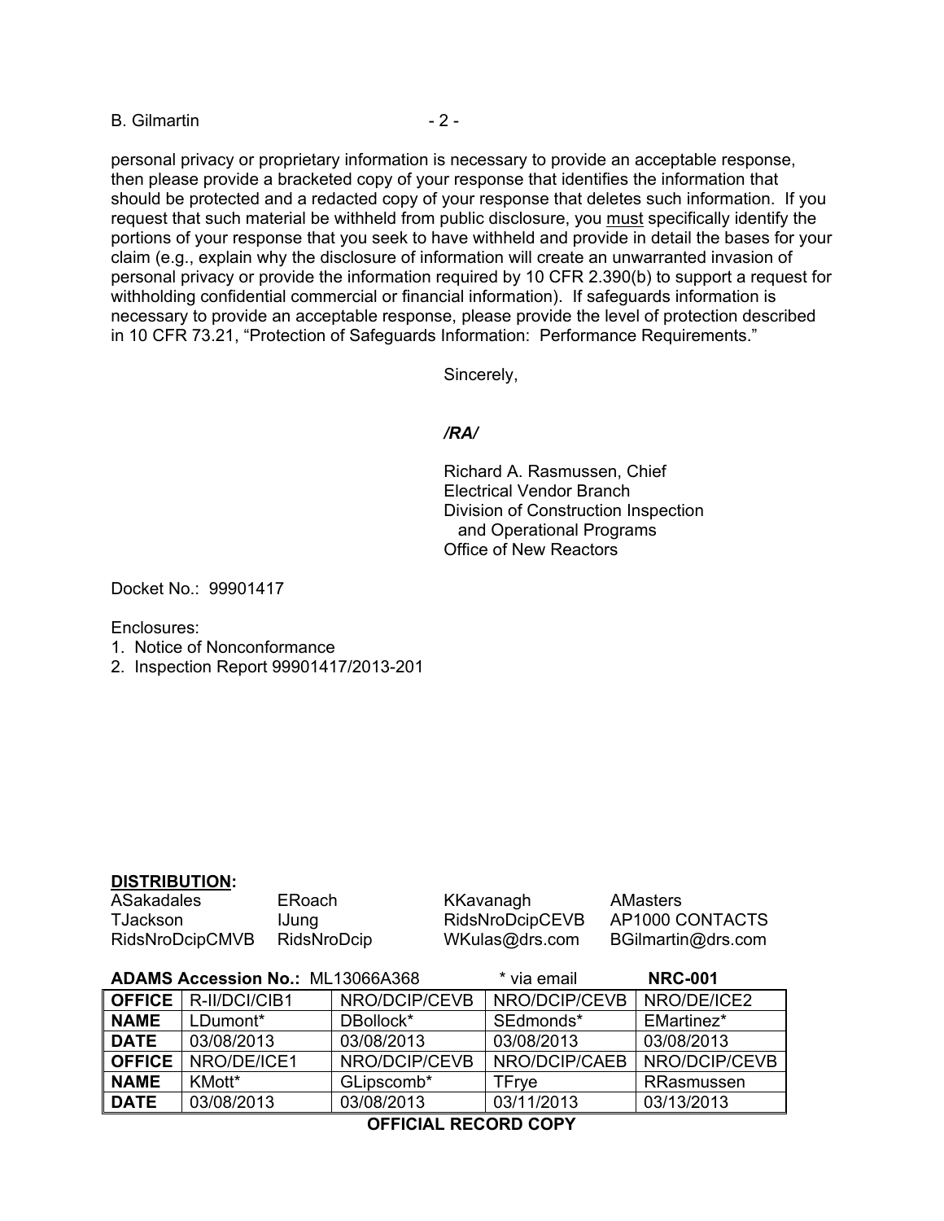personal privacy or proprietary information is necessary to provide an acceptable response, then please provide a bracketed copy of your response that identifies the information that should be protected and a redacted copy of your response that deletes such information. If you request that such material be withheld from public disclosure, you must specifically identify the portions of your response that you seek to have withheld and provide in detail the bases for your claim (e.g., explain why the disclosure of information will create an unwarranted invasion of personal privacy or provide the information required by 10 CFR 2.390(b) to support a request for withholding confidential commercial or financial information). If safeguards information is necessary to provide an acceptable response, please provide the level of protection described in 10 CFR 73.21, "Protection of Safeguards Information: Performance Requirements."

Sincerely,

*/RA/*

Richard A. Rasmussen, Chief
Electrical Vendor Branch
Division of Construction Inspection
and Operational Programs
Office of New Reactors

Docket No.: 99901417

Enclosures:
1. Notice of Nonconformance
2. Inspection Report 99901417/2013-201

**DISTRIBUTION:**

| | | | |
|---|---|---|---|
| ASakadales | ERoach | KKavanagh | AMasters |
| TJackson | IJung | RidsNroDcipCEVB | AP1000 CONTACTS |
| RidsNroDcipCMVB | RidsNroDcip | WKulas@drs.com | BGilmartin@drs.com |

**ADAMS Accession No.:** ML13066A368 &nbsp;&nbsp;&nbsp; * via email &nbsp;&nbsp;&nbsp; **NRC-001**

| **OFFICE** | R-II/DCI/CIB1 | NRO/DCIP/CEVB | NRO/DCIP/CEVB | NRO/DE/ICE2 |
|---|---|---|---|---|
| **NAME** | LDumont* | DBollock* | SEdmonds* | EMartinez* |
| **DATE** | 03/08/2013 | 03/08/2013 | 03/08/2013 | 03/08/2013 |
| **OFFICE** | NRO/DE/ICE1 | NRO/DCIP/CEVB | NRO/DCIP/CAEB | NRO/DCIP/CEVB |
| **NAME** | KMott* | GLipscomb* | TFrye | RRasmussen |
| **DATE** | 03/08/2013 | 03/08/2013 | 03/11/2013 | 03/13/2013 |

**OFFICIAL RECORD COPY**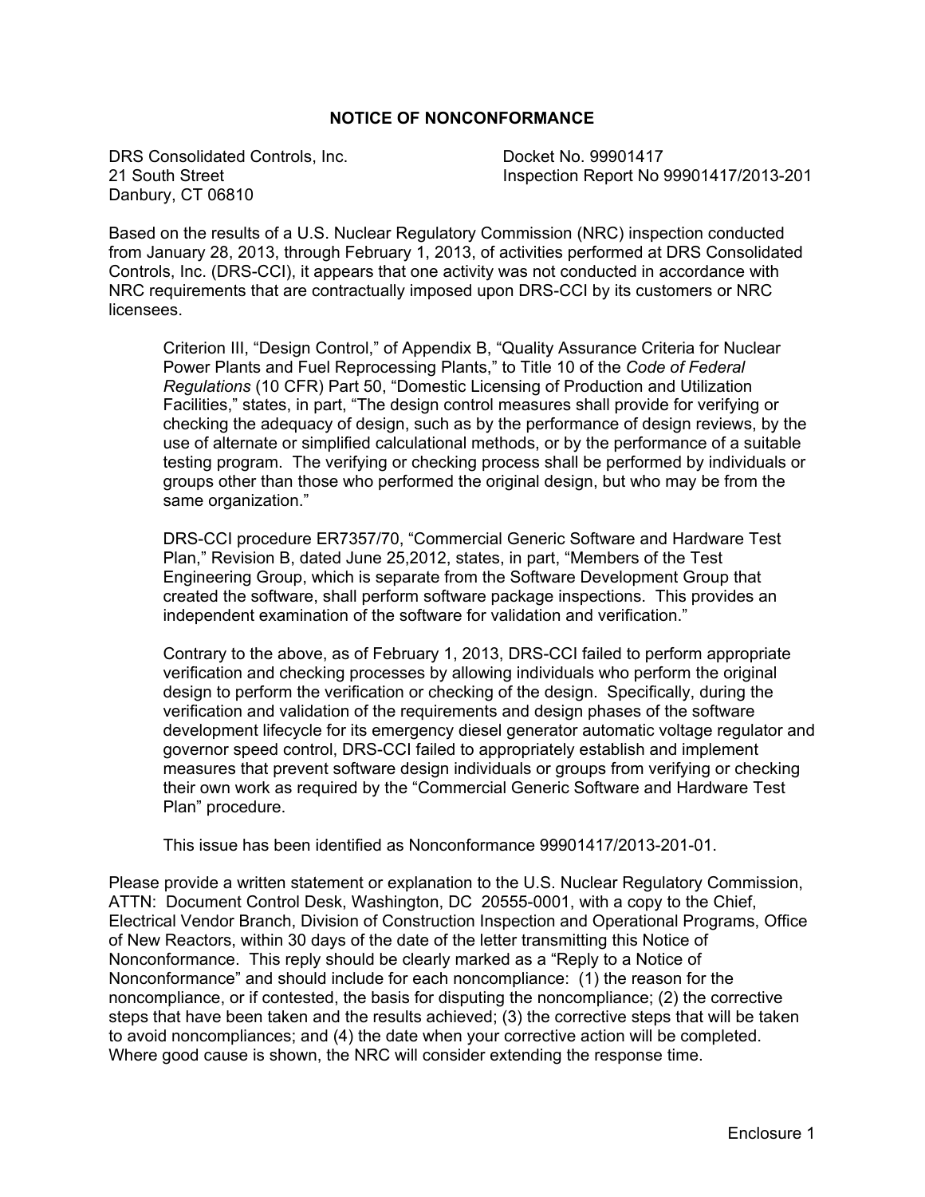# NOTICE OF NONCONFORMANCE

DRS Consolidated Controls, Inc.
21 South Street
Danbury, CT 06810

Docket No. 99901417
Inspection Report No 99901417/2013-201

Based on the results of a U.S. Nuclear Regulatory Commission (NRC) inspection conducted from January 28, 2013, through February 1, 2013, of activities performed at DRS Consolidated Controls, Inc. (DRS-CCI), it appears that one activity was not conducted in accordance with NRC requirements that are contractually imposed upon DRS-CCI by its customers or NRC licensees.

> Criterion III, "Design Control," of Appendix B, "Quality Assurance Criteria for Nuclear Power Plants and Fuel Reprocessing Plants," to Title 10 of the *Code of Federal Regulations* (10 CFR) Part 50, "Domestic Licensing of Production and Utilization Facilities," states, in part, "The design control measures shall provide for verifying or checking the adequacy of design, such as by the performance of design reviews, by the use of alternate or simplified calculational methods, or by the performance of a suitable testing program. The verifying or checking process shall be performed by individuals or groups other than those who performed the original design, but who may be from the same organization."
>
> DRS-CCI procedure ER7357/70, "Commercial Generic Software and Hardware Test Plan," Revision B, dated June 25,2012, states, in part, "Members of the Test Engineering Group, which is separate from the Software Development Group that created the software, shall perform software package inspections. This provides an independent examination of the software for validation and verification."
>
> Contrary to the above, as of February 1, 2013, DRS-CCI failed to perform appropriate verification and checking processes by allowing individuals who perform the original design to perform the verification or checking of the design. Specifically, during the verification and validation of the requirements and design phases of the software development lifecycle for its emergency diesel generator automatic voltage regulator and governor speed control, DRS-CCI failed to appropriately establish and implement measures that prevent software design individuals or groups from verifying or checking their own work as required by the "Commercial Generic Software and Hardware Test Plan" procedure.
>
> This issue has been identified as Nonconformance 99901417/2013-201-01.

Please provide a written statement or explanation to the U.S. Nuclear Regulatory Commission, ATTN: Document Control Desk, Washington, DC 20555-0001, with a copy to the Chief, Electrical Vendor Branch, Division of Construction Inspection and Operational Programs, Office of New Reactors, within 30 days of the date of the letter transmitting this Notice of Nonconformance. This reply should be clearly marked as a "Reply to a Notice of Nonconformance" and should include for each noncompliance: (1) the reason for the noncompliance, or if contested, the basis for disputing the noncompliance; (2) the corrective steps that have been taken and the results achieved; (3) the corrective steps that will be taken to avoid noncompliances; and (4) the date when your corrective action will be completed. Where good cause is shown, the NRC will consider extending the response time.

Enclosure 1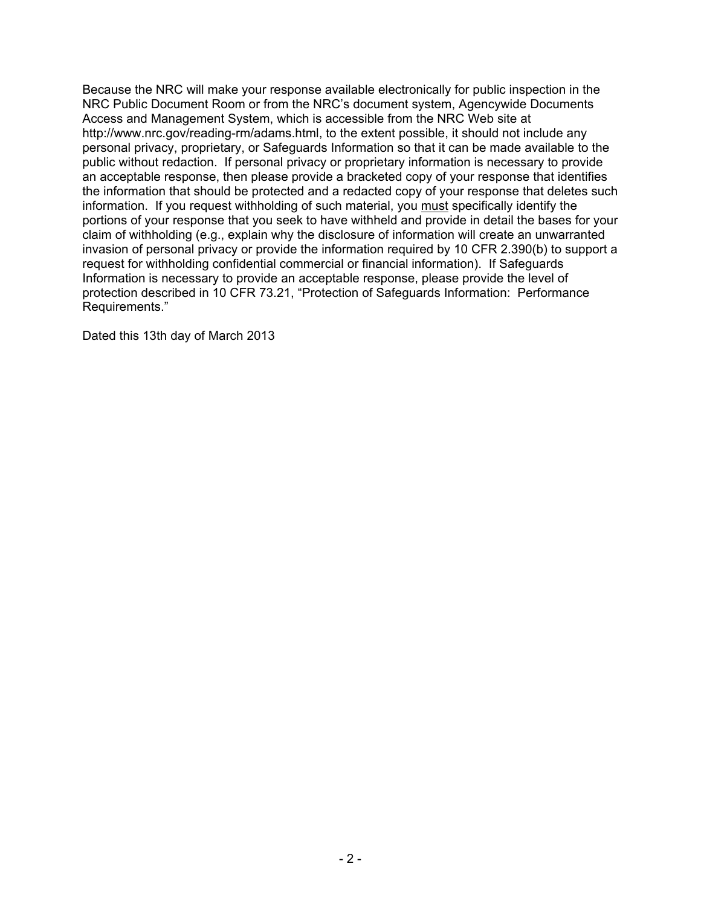Because the NRC will make your response available electronically for public inspection in the NRC Public Document Room or from the NRC's document system, Agencywide Documents Access and Management System, which is accessible from the NRC Web site at http://www.nrc.gov/reading-rm/adams.html, to the extent possible, it should not include any personal privacy, proprietary, or Safeguards Information so that it can be made available to the public without redaction. If personal privacy or proprietary information is necessary to provide an acceptable response, then please provide a bracketed copy of your response that identifies the information that should be protected and a redacted copy of your response that deletes such information. If you request withholding of such material, you must specifically identify the portions of your response that you seek to have withheld and provide in detail the bases for your claim of withholding (e.g., explain why the disclosure of information will create an unwarranted invasion of personal privacy or provide the information required by 10 CFR 2.390(b) to support a request for withholding confidential commercial or financial information). If Safeguards Information is necessary to provide an acceptable response, please provide the level of protection described in 10 CFR 73.21, "Protection of Safeguards Information: Performance Requirements."

Dated this 13th day of March 2013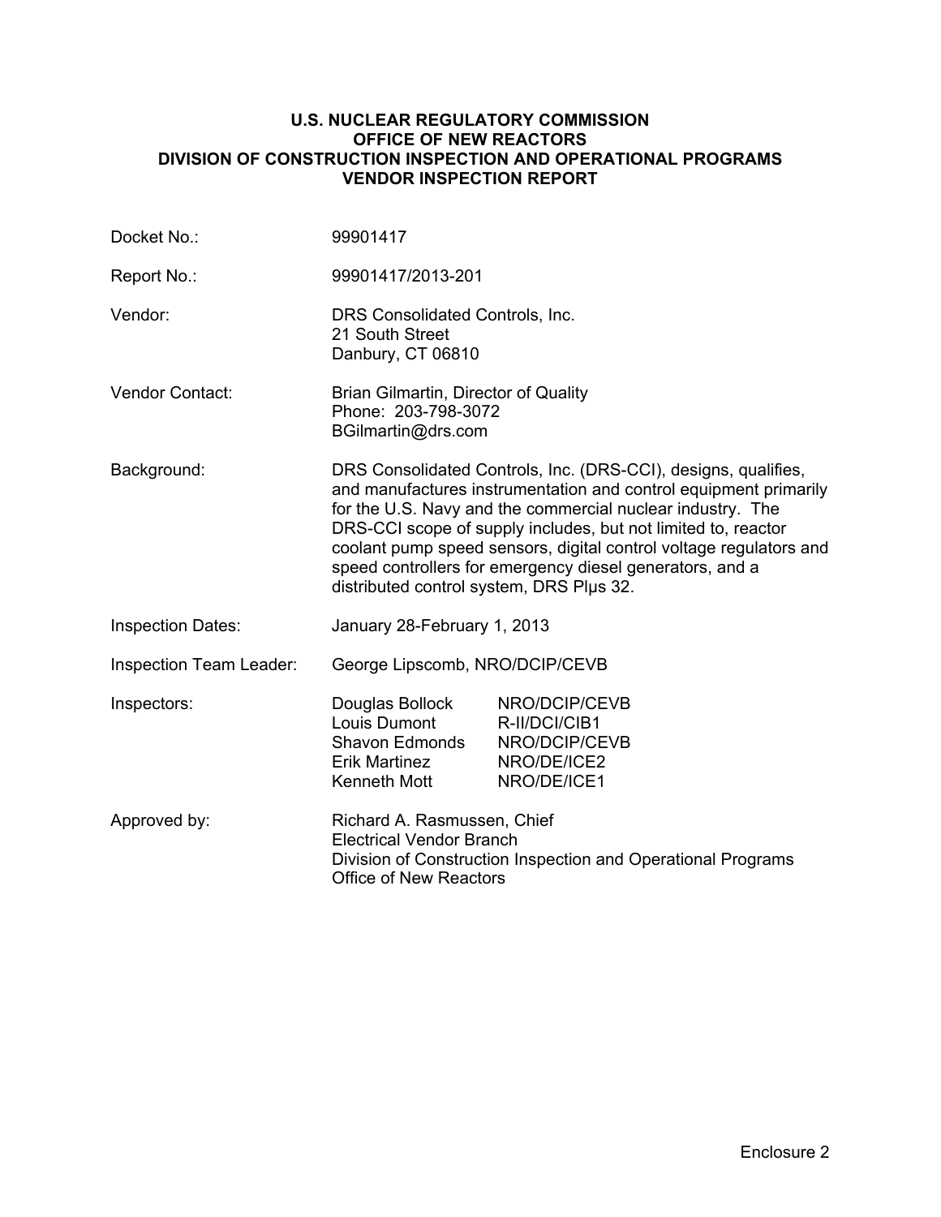**U.S. NUCLEAR REGULATORY COMMISSION**
**OFFICE OF NEW REACTORS**
**DIVISION OF CONSTRUCTION INSPECTION AND OPERATIONAL PROGRAMS**
**VENDOR INSPECTION REPORT**

| | |
|---|---|
| Docket No.: | 99901417 |
| Report No.: | 99901417/2013-201 |
| Vendor: | DRS Consolidated Controls, Inc.<br>21 South Street<br>Danbury, CT 06810 |
| Vendor Contact: | Brian Gilmartin, Director of Quality<br>Phone: 203-798-3072<br>BGilmartin@drs.com |
| Background: | DRS Consolidated Controls, Inc. (DRS-CCI), designs, qualifies, and manufactures instrumentation and control equipment primarily for the U.S. Navy and the commercial nuclear industry. The DRS-CCI scope of supply includes, but not limited to, reactor coolant pump speed sensors, digital control voltage regulators and speed controllers for emergency diesel generators, and a distributed control system, DRS Plμs 32. |
| Inspection Dates: | January 28-February 1, 2013 |
| Inspection Team Leader: | George Lipscomb, NRO/DCIP/CEVB |

| Inspectors: | | |
|---|---|---|
| | Douglas Bollock | NRO/DCIP/CEVB |
| | Louis Dumont | R-II/DCI/CIB1 |
| | Shavon Edmonds | NRO/DCIP/CEVB |
| | Erik Martinez | NRO/DE/ICE2 |
| | Kenneth Mott | NRO/DE/ICE1 |

| | |
|---|---|
| Approved by: | Richard A. Rasmussen, Chief<br>Electrical Vendor Branch<br>Division of Construction Inspection and Operational Programs<br>Office of New Reactors |

Enclosure 2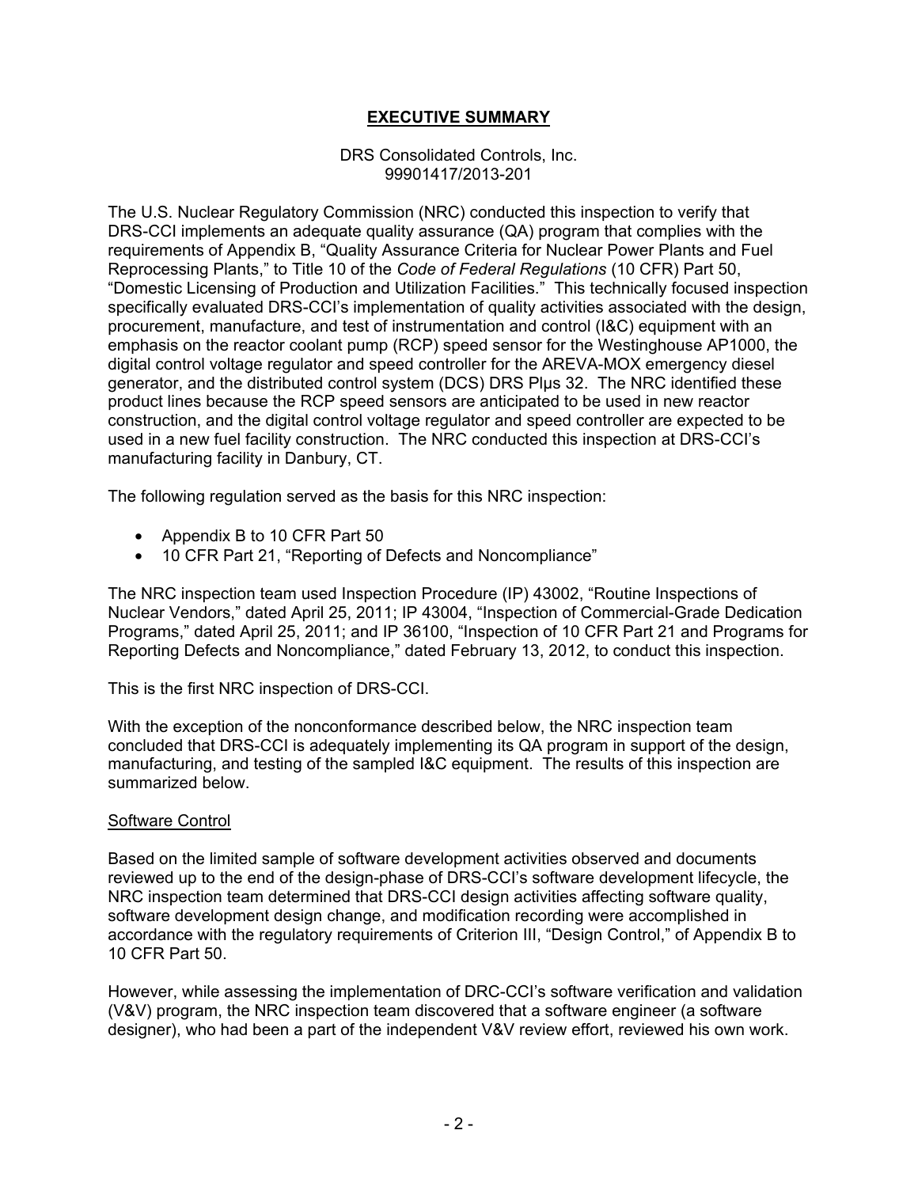## EXECUTIVE SUMMARY

DRS Consolidated Controls, Inc.
99901417/2013-201

The U.S. Nuclear Regulatory Commission (NRC) conducted this inspection to verify that DRS-CCI implements an adequate quality assurance (QA) program that complies with the requirements of Appendix B, "Quality Assurance Criteria for Nuclear Power Plants and Fuel Reprocessing Plants," to Title 10 of the *Code of Federal Regulations* (10 CFR) Part 50, "Domestic Licensing of Production and Utilization Facilities." This technically focused inspection specifically evaluated DRS-CCI's implementation of quality activities associated with the design, procurement, manufacture, and test of instrumentation and control (I&C) equipment with an emphasis on the reactor coolant pump (RCP) speed sensor for the Westinghouse AP1000, the digital control voltage regulator and speed controller for the AREVA-MOX emergency diesel generator, and the distributed control system (DCS) DRS Plμs 32. The NRC identified these product lines because the RCP speed sensors are anticipated to be used in new reactor construction, and the digital control voltage regulator and speed controller are expected to be used in a new fuel facility construction. The NRC conducted this inspection at DRS-CCI's manufacturing facility in Danbury, CT.

The following regulation served as the basis for this NRC inspection:

- Appendix B to 10 CFR Part 50
- 10 CFR Part 21, "Reporting of Defects and Noncompliance"

The NRC inspection team used Inspection Procedure (IP) 43002, "Routine Inspections of Nuclear Vendors," dated April 25, 2011; IP 43004, "Inspection of Commercial-Grade Dedication Programs," dated April 25, 2011; and IP 36100, "Inspection of 10 CFR Part 21 and Programs for Reporting Defects and Noncompliance," dated February 13, 2012, to conduct this inspection.

This is the first NRC inspection of DRS-CCI.

With the exception of the nonconformance described below, the NRC inspection team concluded that DRS-CCI is adequately implementing its QA program in support of the design, manufacturing, and testing of the sampled I&C equipment. The results of this inspection are summarized below.

Software Control

Based on the limited sample of software development activities observed and documents reviewed up to the end of the design-phase of DRS-CCI's software development lifecycle, the NRC inspection team determined that DRS-CCI design activities affecting software quality, software development design change, and modification recording were accomplished in accordance with the regulatory requirements of Criterion III, "Design Control," of Appendix B to 10 CFR Part 50.

However, while assessing the implementation of DRC-CCI's software verification and validation (V&V) program, the NRC inspection team discovered that a software engineer (a software designer), who had been a part of the independent V&V review effort, reviewed his own work.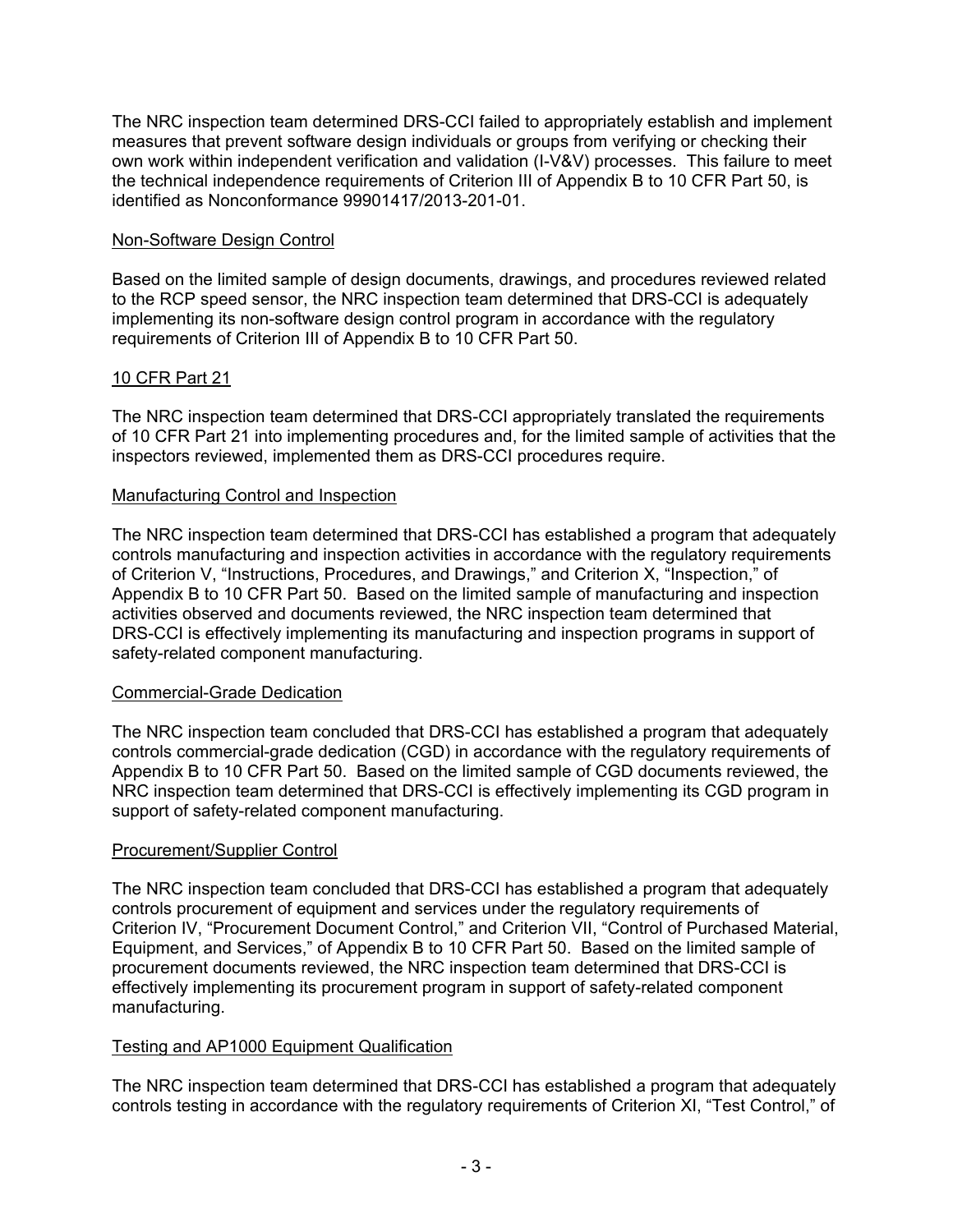The NRC inspection team determined DRS-CCI failed to appropriately establish and implement measures that prevent software design individuals or groups from verifying or checking their own work within independent verification and validation (I-V&V) processes. This failure to meet the technical independence requirements of Criterion III of Appendix B to 10 CFR Part 50, is identified as Nonconformance 99901417/2013-201-01.

Non-Software Design Control

Based on the limited sample of design documents, drawings, and procedures reviewed related to the RCP speed sensor, the NRC inspection team determined that DRS-CCI is adequately implementing its non-software design control program in accordance with the regulatory requirements of Criterion III of Appendix B to 10 CFR Part 50.

10 CFR Part 21

The NRC inspection team determined that DRS-CCI appropriately translated the requirements of 10 CFR Part 21 into implementing procedures and, for the limited sample of activities that the inspectors reviewed, implemented them as DRS-CCI procedures require.

Manufacturing Control and Inspection

The NRC inspection team determined that DRS-CCI has established a program that adequately controls manufacturing and inspection activities in accordance with the regulatory requirements of Criterion V, "Instructions, Procedures, and Drawings," and Criterion X, "Inspection," of Appendix B to 10 CFR Part 50. Based on the limited sample of manufacturing and inspection activities observed and documents reviewed, the NRC inspection team determined that DRS-CCI is effectively implementing its manufacturing and inspection programs in support of safety-related component manufacturing.

Commercial-Grade Dedication

The NRC inspection team concluded that DRS-CCI has established a program that adequately controls commercial-grade dedication (CGD) in accordance with the regulatory requirements of Appendix B to 10 CFR Part 50. Based on the limited sample of CGD documents reviewed, the NRC inspection team determined that DRS-CCI is effectively implementing its CGD program in support of safety-related component manufacturing.

Procurement/Supplier Control

The NRC inspection team concluded that DRS-CCI has established a program that adequately controls procurement of equipment and services under the regulatory requirements of Criterion IV, "Procurement Document Control," and Criterion VII, "Control of Purchased Material, Equipment, and Services," of Appendix B to 10 CFR Part 50. Based on the limited sample of procurement documents reviewed, the NRC inspection team determined that DRS-CCI is effectively implementing its procurement program in support of safety-related component manufacturing.

Testing and AP1000 Equipment Qualification

The NRC inspection team determined that DRS-CCI has established a program that adequately controls testing in accordance with the regulatory requirements of Criterion XI, "Test Control," of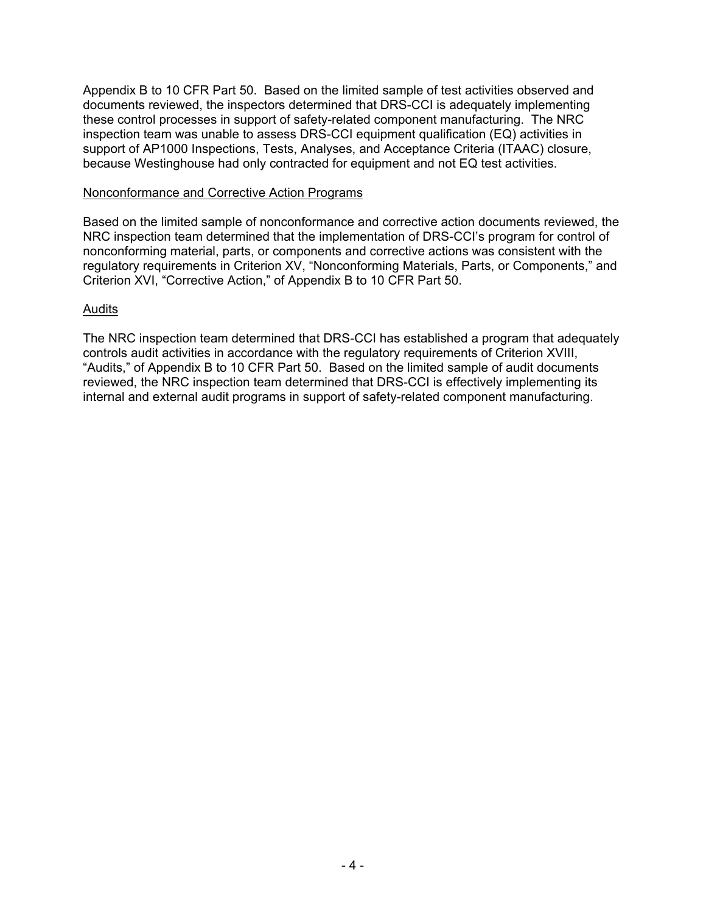Appendix B to 10 CFR Part 50. Based on the limited sample of test activities observed and documents reviewed, the inspectors determined that DRS-CCI is adequately implementing these control processes in support of safety-related component manufacturing. The NRC inspection team was unable to assess DRS-CCI equipment qualification (EQ) activities in support of AP1000 Inspections, Tests, Analyses, and Acceptance Criteria (ITAAC) closure, because Westinghouse had only contracted for equipment and not EQ test activities.

## Nonconformance and Corrective Action Programs

Based on the limited sample of nonconformance and corrective action documents reviewed, the NRC inspection team determined that the implementation of DRS-CCI's program for control of nonconforming material, parts, or components and corrective actions was consistent with the regulatory requirements in Criterion XV, "Nonconforming Materials, Parts, or Components," and Criterion XVI, "Corrective Action," of Appendix B to 10 CFR Part 50.

## Audits

The NRC inspection team determined that DRS-CCI has established a program that adequately controls audit activities in accordance with the regulatory requirements of Criterion XVIII, "Audits," of Appendix B to 10 CFR Part 50. Based on the limited sample of audit documents reviewed, the NRC inspection team determined that DRS-CCI is effectively implementing its internal and external audit programs in support of safety-related component manufacturing.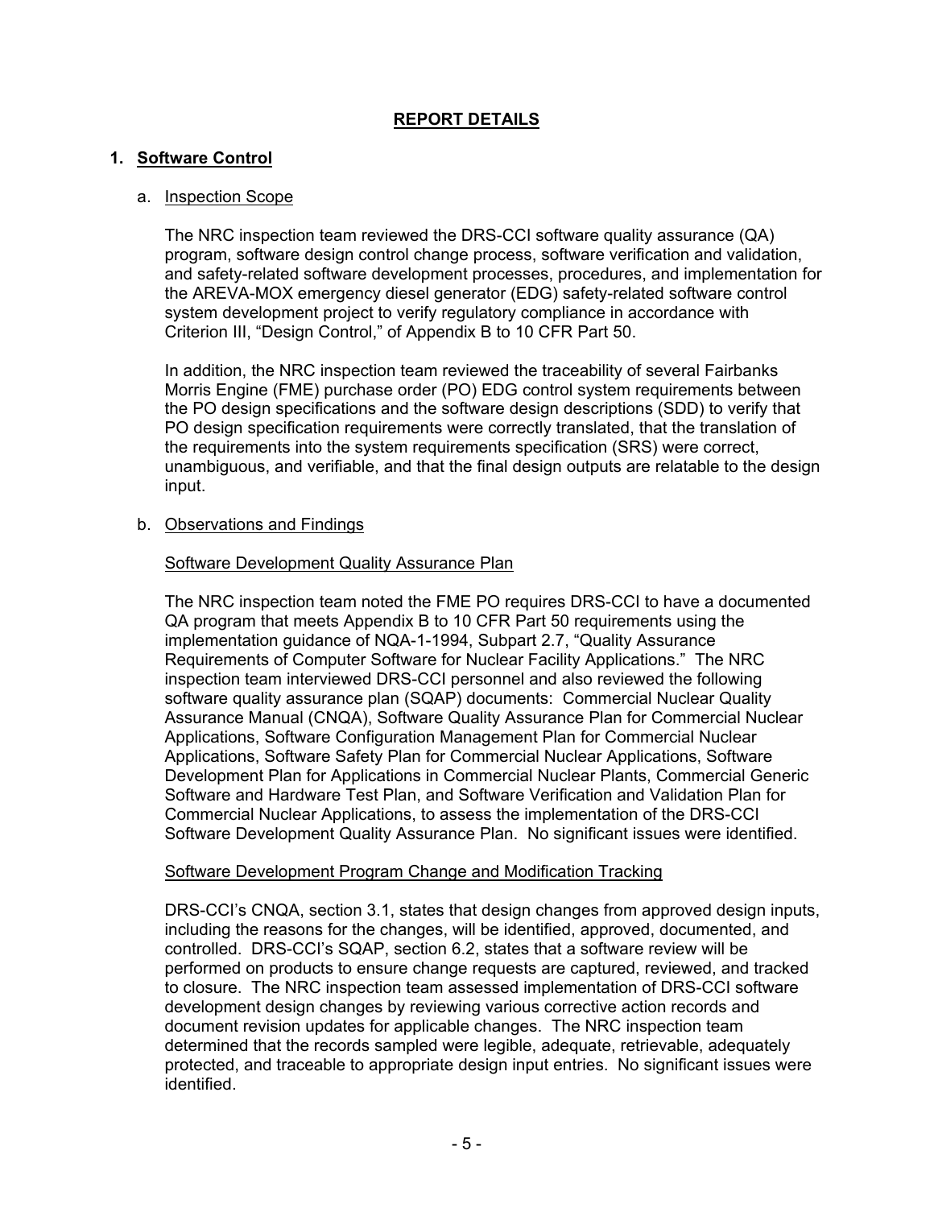## REPORT DETAILS

### 1. Software Control

a. Inspection Scope

The NRC inspection team reviewed the DRS-CCI software quality assurance (QA) program, software design control change process, software verification and validation, and safety-related software development processes, procedures, and implementation for the AREVA-MOX emergency diesel generator (EDG) safety-related software control system development project to verify regulatory compliance in accordance with Criterion III, "Design Control," of Appendix B to 10 CFR Part 50.

In addition, the NRC inspection team reviewed the traceability of several Fairbanks Morris Engine (FME) purchase order (PO) EDG control system requirements between the PO design specifications and the software design descriptions (SDD) to verify that PO design specification requirements were correctly translated, that the translation of the requirements into the system requirements specification (SRS) were correct, unambiguous, and verifiable, and that the final design outputs are relatable to the design input.

b. Observations and Findings

Software Development Quality Assurance Plan

The NRC inspection team noted the FME PO requires DRS-CCI to have a documented QA program that meets Appendix B to 10 CFR Part 50 requirements using the implementation guidance of NQA-1-1994, Subpart 2.7, "Quality Assurance Requirements of Computer Software for Nuclear Facility Applications." The NRC inspection team interviewed DRS-CCI personnel and also reviewed the following software quality assurance plan (SQAP) documents: Commercial Nuclear Quality Assurance Manual (CNQA), Software Quality Assurance Plan for Commercial Nuclear Applications, Software Configuration Management Plan for Commercial Nuclear Applications, Software Safety Plan for Commercial Nuclear Applications, Software Development Plan for Applications in Commercial Nuclear Plants, Commercial Generic Software and Hardware Test Plan, and Software Verification and Validation Plan for Commercial Nuclear Applications, to assess the implementation of the DRS-CCI Software Development Quality Assurance Plan. No significant issues were identified.

Software Development Program Change and Modification Tracking

DRS-CCI's CNQA, section 3.1, states that design changes from approved design inputs, including the reasons for the changes, will be identified, approved, documented, and controlled. DRS-CCI's SQAP, section 6.2, states that a software review will be performed on products to ensure change requests are captured, reviewed, and tracked to closure. The NRC inspection team assessed implementation of DRS-CCI software development design changes by reviewing various corrective action records and document revision updates for applicable changes. The NRC inspection team determined that the records sampled were legible, adequate, retrievable, adequately protected, and traceable to appropriate design input entries. No significant issues were identified.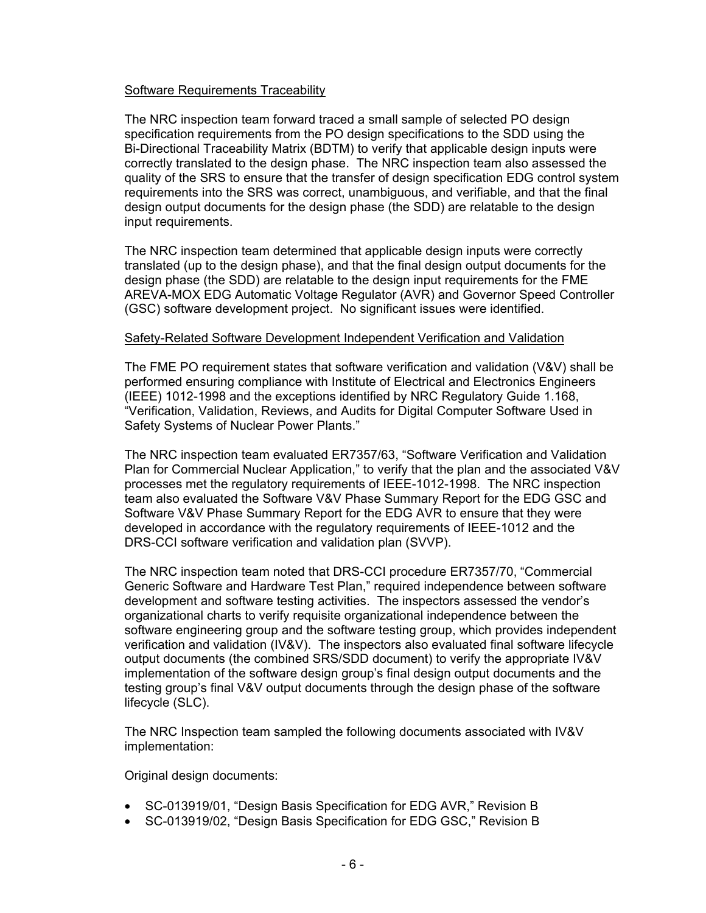Software Requirements Traceability

The NRC inspection team forward traced a small sample of selected PO design specification requirements from the PO design specifications to the SDD using the Bi-Directional Traceability Matrix (BDTM) to verify that applicable design inputs were correctly translated to the design phase. The NRC inspection team also assessed the quality of the SRS to ensure that the transfer of design specification EDG control system requirements into the SRS was correct, unambiguous, and verifiable, and that the final design output documents for the design phase (the SDD) are relatable to the design input requirements.

The NRC inspection team determined that applicable design inputs were correctly translated (up to the design phase), and that the final design output documents for the design phase (the SDD) are relatable to the design input requirements for the FME AREVA-MOX EDG Automatic Voltage Regulator (AVR) and Governor Speed Controller (GSC) software development project. No significant issues were identified.

Safety-Related Software Development Independent Verification and Validation

The FME PO requirement states that software verification and validation (V&V) shall be performed ensuring compliance with Institute of Electrical and Electronics Engineers (IEEE) 1012-1998 and the exceptions identified by NRC Regulatory Guide 1.168, "Verification, Validation, Reviews, and Audits for Digital Computer Software Used in Safety Systems of Nuclear Power Plants."

The NRC inspection team evaluated ER7357/63, "Software Verification and Validation Plan for Commercial Nuclear Application," to verify that the plan and the associated V&V processes met the regulatory requirements of IEEE-1012-1998. The NRC inspection team also evaluated the Software V&V Phase Summary Report for the EDG GSC and Software V&V Phase Summary Report for the EDG AVR to ensure that they were developed in accordance with the regulatory requirements of IEEE-1012 and the DRS-CCI software verification and validation plan (SVVP).

The NRC inspection team noted that DRS-CCI procedure ER7357/70, "Commercial Generic Software and Hardware Test Plan," required independence between software development and software testing activities. The inspectors assessed the vendor's organizational charts to verify requisite organizational independence between the software engineering group and the software testing group, which provides independent verification and validation (IV&V). The inspectors also evaluated final software lifecycle output documents (the combined SRS/SDD document) to verify the appropriate IV&V implementation of the software design group's final design output documents and the testing group's final V&V output documents through the design phase of the software lifecycle (SLC).

The NRC Inspection team sampled the following documents associated with IV&V implementation:

Original design documents:

- SC-013919/01, "Design Basis Specification for EDG AVR," Revision B
- SC-013919/02, "Design Basis Specification for EDG GSC," Revision B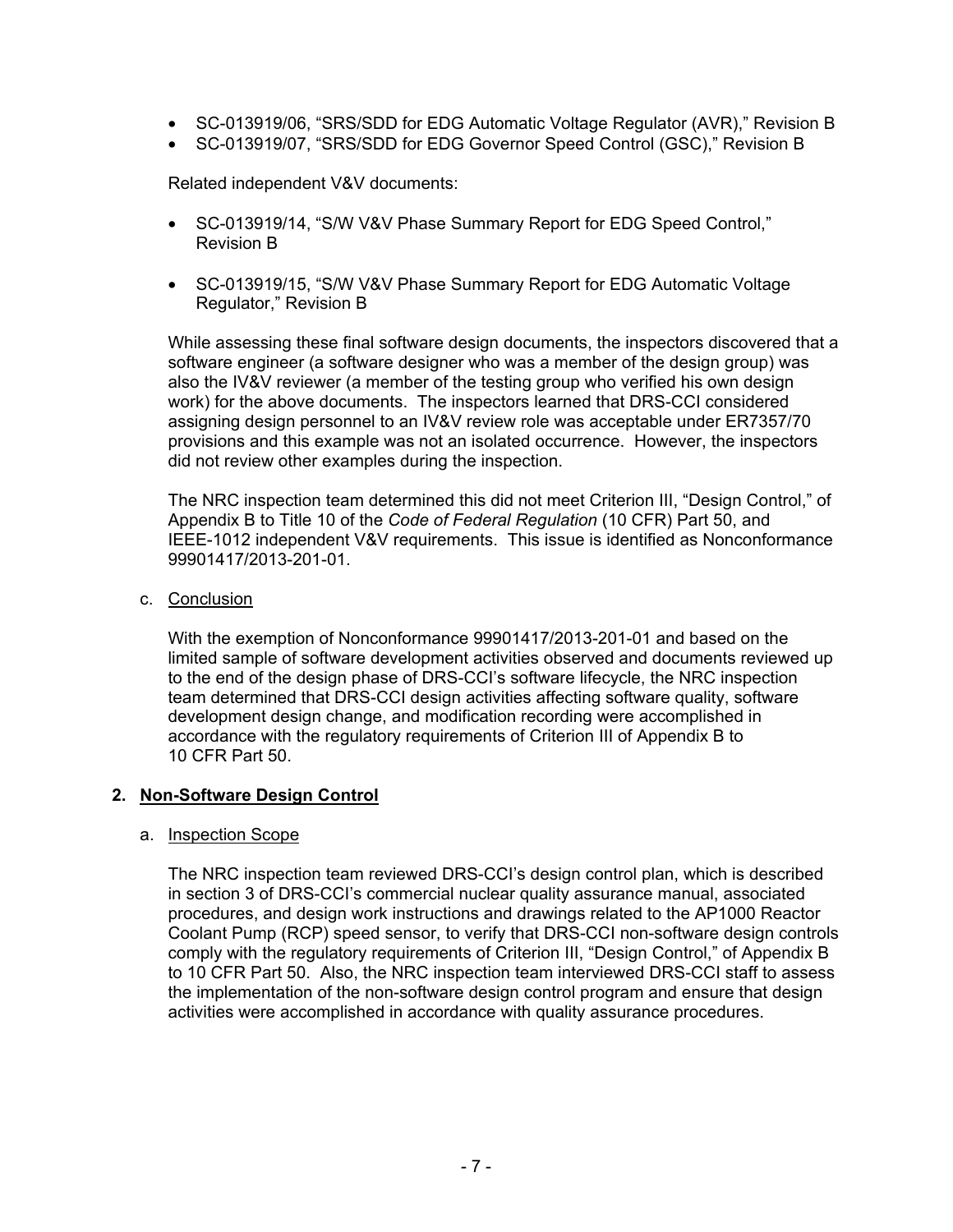- SC-013919/06, "SRS/SDD for EDG Automatic Voltage Regulator (AVR)," Revision B
- SC-013919/07, "SRS/SDD for EDG Governor Speed Control (GSC)," Revision B

Related independent V&V documents:

- SC-013919/14, "S/W V&V Phase Summary Report for EDG Speed Control," Revision B
- SC-013919/15, "S/W V&V Phase Summary Report for EDG Automatic Voltage Regulator," Revision B

While assessing these final software design documents, the inspectors discovered that a software engineer (a software designer who was a member of the design group) was also the IV&V reviewer (a member of the testing group who verified his own design work) for the above documents. The inspectors learned that DRS-CCI considered assigning design personnel to an IV&V review role was acceptable under ER7357/70 provisions and this example was not an isolated occurrence. However, the inspectors did not review other examples during the inspection.

The NRC inspection team determined this did not meet Criterion III, "Design Control," of Appendix B to Title 10 of the *Code of Federal Regulation* (10 CFR) Part 50, and IEEE-1012 independent V&V requirements. This issue is identified as Nonconformance 99901417/2013-201-01.

c. Conclusion

With the exemption of Nonconformance 99901417/2013-201-01 and based on the limited sample of software development activities observed and documents reviewed up to the end of the design phase of DRS-CCI's software lifecycle, the NRC inspection team determined that DRS-CCI design activities affecting software quality, software development design change, and modification recording were accomplished in accordance with the regulatory requirements of Criterion III of Appendix B to 10 CFR Part 50.

## 2. Non-Software Design Control

a. Inspection Scope

The NRC inspection team reviewed DRS-CCI's design control plan, which is described in section 3 of DRS-CCI's commercial nuclear quality assurance manual, associated procedures, and design work instructions and drawings related to the AP1000 Reactor Coolant Pump (RCP) speed sensor, to verify that DRS-CCI non-software design controls comply with the regulatory requirements of Criterion III, "Design Control," of Appendix B to 10 CFR Part 50. Also, the NRC inspection team interviewed DRS-CCI staff to assess the implementation of the non-software design control program and ensure that design activities were accomplished in accordance with quality assurance procedures.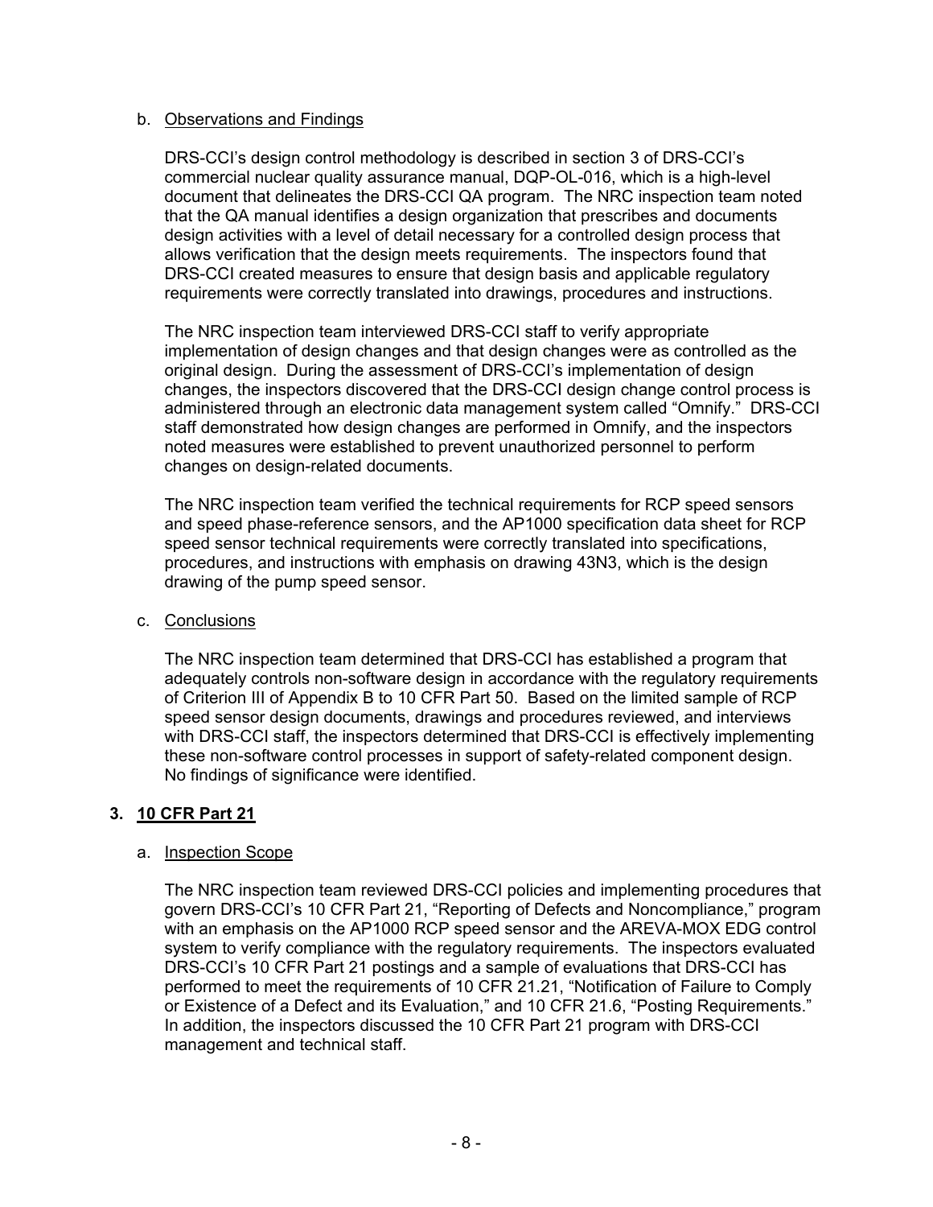b. Observations and Findings

DRS-CCI's design control methodology is described in section 3 of DRS-CCI's commercial nuclear quality assurance manual, DQP-OL-016, which is a high-level document that delineates the DRS-CCI QA program. The NRC inspection team noted that the QA manual identifies a design organization that prescribes and documents design activities with a level of detail necessary for a controlled design process that allows verification that the design meets requirements. The inspectors found that DRS-CCI created measures to ensure that design basis and applicable regulatory requirements were correctly translated into drawings, procedures and instructions.

The NRC inspection team interviewed DRS-CCI staff to verify appropriate implementation of design changes and that design changes were as controlled as the original design. During the assessment of DRS-CCI's implementation of design changes, the inspectors discovered that the DRS-CCI design change control process is administered through an electronic data management system called "Omnify." DRS-CCI staff demonstrated how design changes are performed in Omnify, and the inspectors noted measures were established to prevent unauthorized personnel to perform changes on design-related documents.

The NRC inspection team verified the technical requirements for RCP speed sensors and speed phase-reference sensors, and the AP1000 specification data sheet for RCP speed sensor technical requirements were correctly translated into specifications, procedures, and instructions with emphasis on drawing 43N3, which is the design drawing of the pump speed sensor.

c. Conclusions

The NRC inspection team determined that DRS-CCI has established a program that adequately controls non-software design in accordance with the regulatory requirements of Criterion III of Appendix B to 10 CFR Part 50. Based on the limited sample of RCP speed sensor design documents, drawings and procedures reviewed, and interviews with DRS-CCI staff, the inspectors determined that DRS-CCI is effectively implementing these non-software control processes in support of safety-related component design. No findings of significance were identified.

## 3. 10 CFR Part 21

a. Inspection Scope

The NRC inspection team reviewed DRS-CCI policies and implementing procedures that govern DRS-CCI's 10 CFR Part 21, "Reporting of Defects and Noncompliance," program with an emphasis on the AP1000 RCP speed sensor and the AREVA-MOX EDG control system to verify compliance with the regulatory requirements. The inspectors evaluated DRS-CCI's 10 CFR Part 21 postings and a sample of evaluations that DRS-CCI has performed to meet the requirements of 10 CFR 21.21, "Notification of Failure to Comply or Existence of a Defect and its Evaluation," and 10 CFR 21.6, "Posting Requirements." In addition, the inspectors discussed the 10 CFR Part 21 program with DRS-CCI management and technical staff.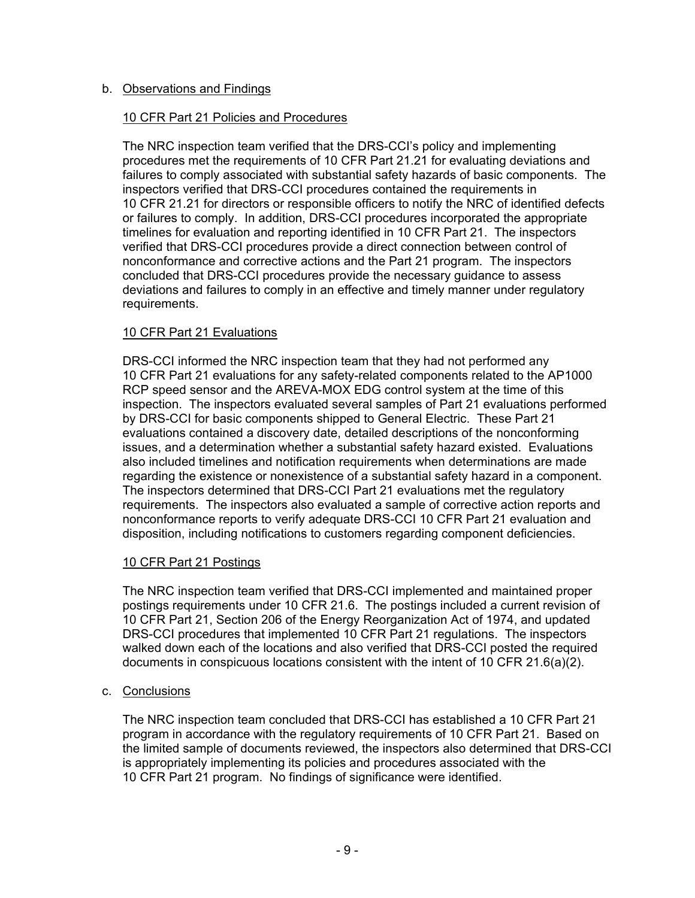b. Observations and Findings

10 CFR Part 21 Policies and Procedures

The NRC inspection team verified that the DRS-CCI's policy and implementing procedures met the requirements of 10 CFR Part 21.21 for evaluating deviations and failures to comply associated with substantial safety hazards of basic components. The inspectors verified that DRS-CCI procedures contained the requirements in 10 CFR 21.21 for directors or responsible officers to notify the NRC of identified defects or failures to comply. In addition, DRS-CCI procedures incorporated the appropriate timelines for evaluation and reporting identified in 10 CFR Part 21. The inspectors verified that DRS-CCI procedures provide a direct connection between control of nonconformance and corrective actions and the Part 21 program. The inspectors concluded that DRS-CCI procedures provide the necessary guidance to assess deviations and failures to comply in an effective and timely manner under regulatory requirements.

10 CFR Part 21 Evaluations

DRS-CCI informed the NRC inspection team that they had not performed any 10 CFR Part 21 evaluations for any safety-related components related to the AP1000 RCP speed sensor and the AREVA-MOX EDG control system at the time of this inspection. The inspectors evaluated several samples of Part 21 evaluations performed by DRS-CCI for basic components shipped to General Electric. These Part 21 evaluations contained a discovery date, detailed descriptions of the nonconforming issues, and a determination whether a substantial safety hazard existed. Evaluations also included timelines and notification requirements when determinations are made regarding the existence or nonexistence of a substantial safety hazard in a component. The inspectors determined that DRS-CCI Part 21 evaluations met the regulatory requirements. The inspectors also evaluated a sample of corrective action reports and nonconformance reports to verify adequate DRS-CCI 10 CFR Part 21 evaluation and disposition, including notifications to customers regarding component deficiencies.

10 CFR Part 21 Postings

The NRC inspection team verified that DRS-CCI implemented and maintained proper postings requirements under 10 CFR 21.6. The postings included a current revision of 10 CFR Part 21, Section 206 of the Energy Reorganization Act of 1974, and updated DRS-CCI procedures that implemented 10 CFR Part 21 regulations. The inspectors walked down each of the locations and also verified that DRS-CCI posted the required documents in conspicuous locations consistent with the intent of 10 CFR 21.6(a)(2).

c. Conclusions

The NRC inspection team concluded that DRS-CCI has established a 10 CFR Part 21 program in accordance with the regulatory requirements of 10 CFR Part 21. Based on the limited sample of documents reviewed, the inspectors also determined that DRS-CCI is appropriately implementing its policies and procedures associated with the 10 CFR Part 21 program. No findings of significance were identified.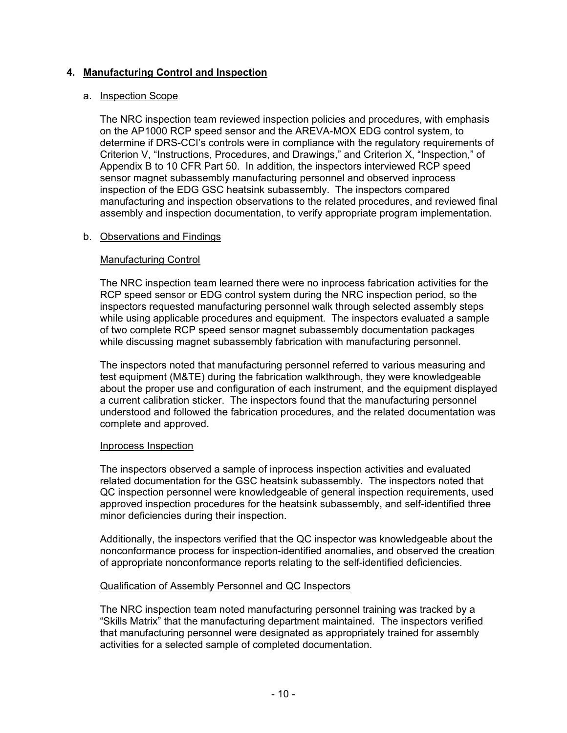## 4. Manufacturing Control and Inspection

### a. Inspection Scope

The NRC inspection team reviewed inspection policies and procedures, with emphasis on the AP1000 RCP speed sensor and the AREVA-MOX EDG control system, to determine if DRS-CCI's controls were in compliance with the regulatory requirements of Criterion V, "Instructions, Procedures, and Drawings," and Criterion X, "Inspection," of Appendix B to 10 CFR Part 50. In addition, the inspectors interviewed RCP speed sensor magnet subassembly manufacturing personnel and observed inprocess inspection of the EDG GSC heatsink subassembly. The inspectors compared manufacturing and inspection observations to the related procedures, and reviewed final assembly and inspection documentation, to verify appropriate program implementation.

### b. Observations and Findings

#### Manufacturing Control

The NRC inspection team learned there were no inprocess fabrication activities for the RCP speed sensor or EDG control system during the NRC inspection period, so the inspectors requested manufacturing personnel walk through selected assembly steps while using applicable procedures and equipment. The inspectors evaluated a sample of two complete RCP speed sensor magnet subassembly documentation packages while discussing magnet subassembly fabrication with manufacturing personnel.

The inspectors noted that manufacturing personnel referred to various measuring and test equipment (M&TE) during the fabrication walkthrough, they were knowledgeable about the proper use and configuration of each instrument, and the equipment displayed a current calibration sticker. The inspectors found that the manufacturing personnel understood and followed the fabrication procedures, and the related documentation was complete and approved.

#### Inprocess Inspection

The inspectors observed a sample of inprocess inspection activities and evaluated related documentation for the GSC heatsink subassembly. The inspectors noted that QC inspection personnel were knowledgeable of general inspection requirements, used approved inspection procedures for the heatsink subassembly, and self-identified three minor deficiencies during their inspection.

Additionally, the inspectors verified that the QC inspector was knowledgeable about the nonconformance process for inspection-identified anomalies, and observed the creation of appropriate nonconformance reports relating to the self-identified deficiencies.

#### Qualification of Assembly Personnel and QC Inspectors

The NRC inspection team noted manufacturing personnel training was tracked by a "Skills Matrix" that the manufacturing department maintained. The inspectors verified that manufacturing personnel were designated as appropriately trained for assembly activities for a selected sample of completed documentation.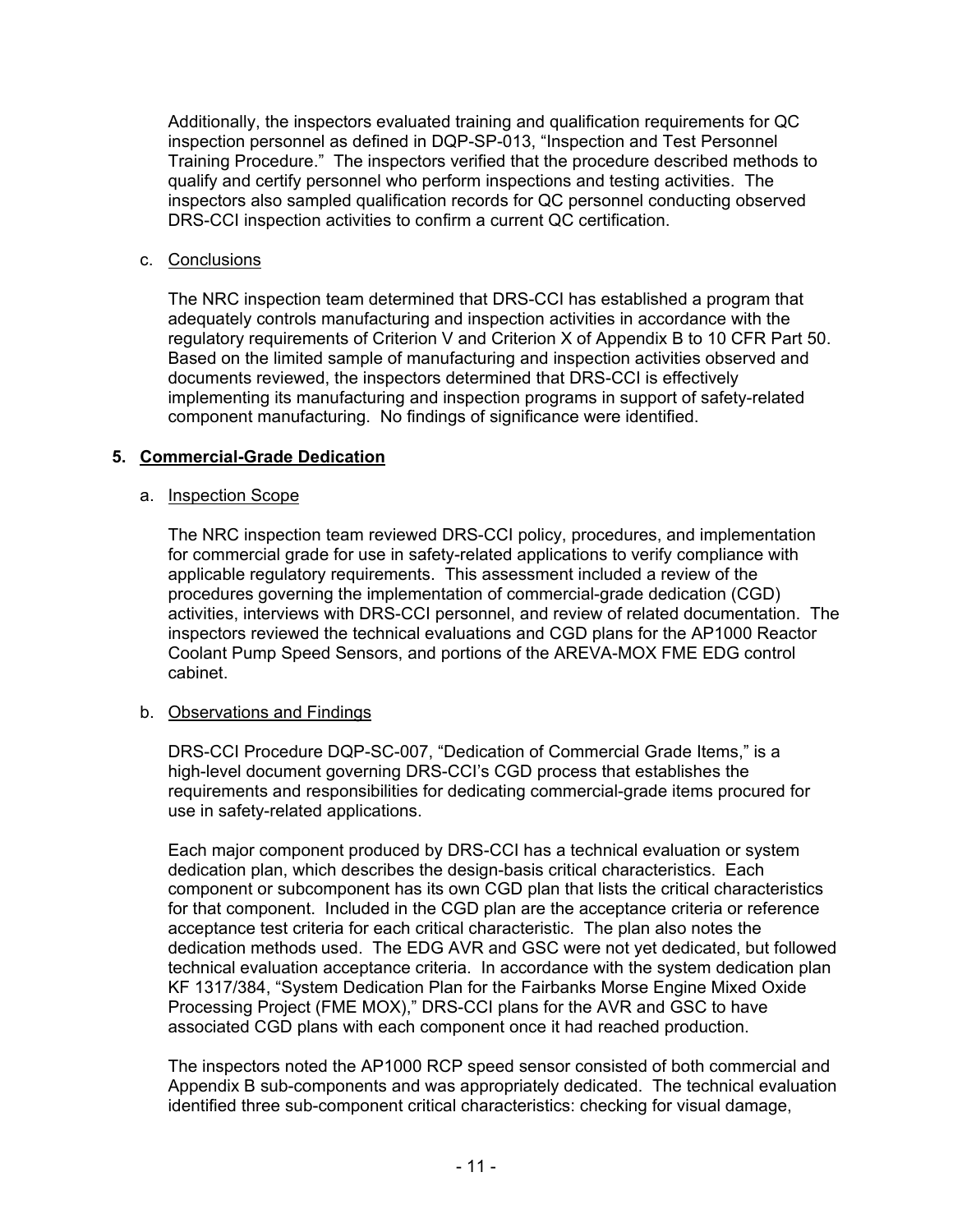Additionally, the inspectors evaluated training and qualification requirements for QC inspection personnel as defined in DQP-SP-013, "Inspection and Test Personnel Training Procedure." The inspectors verified that the procedure described methods to qualify and certify personnel who perform inspections and testing activities. The inspectors also sampled qualification records for QC personnel conducting observed DRS-CCI inspection activities to confirm a current QC certification.

c. Conclusions

The NRC inspection team determined that DRS-CCI has established a program that adequately controls manufacturing and inspection activities in accordance with the regulatory requirements of Criterion V and Criterion X of Appendix B to 10 CFR Part 50. Based on the limited sample of manufacturing and inspection activities observed and documents reviewed, the inspectors determined that DRS-CCI is effectively implementing its manufacturing and inspection programs in support of safety-related component manufacturing. No findings of significance were identified.

## 5. Commercial-Grade Dedication

a. Inspection Scope

The NRC inspection team reviewed DRS-CCI policy, procedures, and implementation for commercial grade for use in safety-related applications to verify compliance with applicable regulatory requirements. This assessment included a review of the procedures governing the implementation of commercial-grade dedication (CGD) activities, interviews with DRS-CCI personnel, and review of related documentation. The inspectors reviewed the technical evaluations and CGD plans for the AP1000 Reactor Coolant Pump Speed Sensors, and portions of the AREVA-MOX FME EDG control cabinet.

b. Observations and Findings

DRS-CCI Procedure DQP-SC-007, "Dedication of Commercial Grade Items," is a high-level document governing DRS-CCI's CGD process that establishes the requirements and responsibilities for dedicating commercial-grade items procured for use in safety-related applications.

Each major component produced by DRS-CCI has a technical evaluation or system dedication plan, which describes the design-basis critical characteristics. Each component or subcomponent has its own CGD plan that lists the critical characteristics for that component. Included in the CGD plan are the acceptance criteria or reference acceptance test criteria for each critical characteristic. The plan also notes the dedication methods used. The EDG AVR and GSC were not yet dedicated, but followed technical evaluation acceptance criteria. In accordance with the system dedication plan KF 1317/384, "System Dedication Plan for the Fairbanks Morse Engine Mixed Oxide Processing Project (FME MOX)," DRS-CCI plans for the AVR and GSC to have associated CGD plans with each component once it had reached production.

The inspectors noted the AP1000 RCP speed sensor consisted of both commercial and Appendix B sub-components and was appropriately dedicated. The technical evaluation identified three sub-component critical characteristics: checking for visual damage,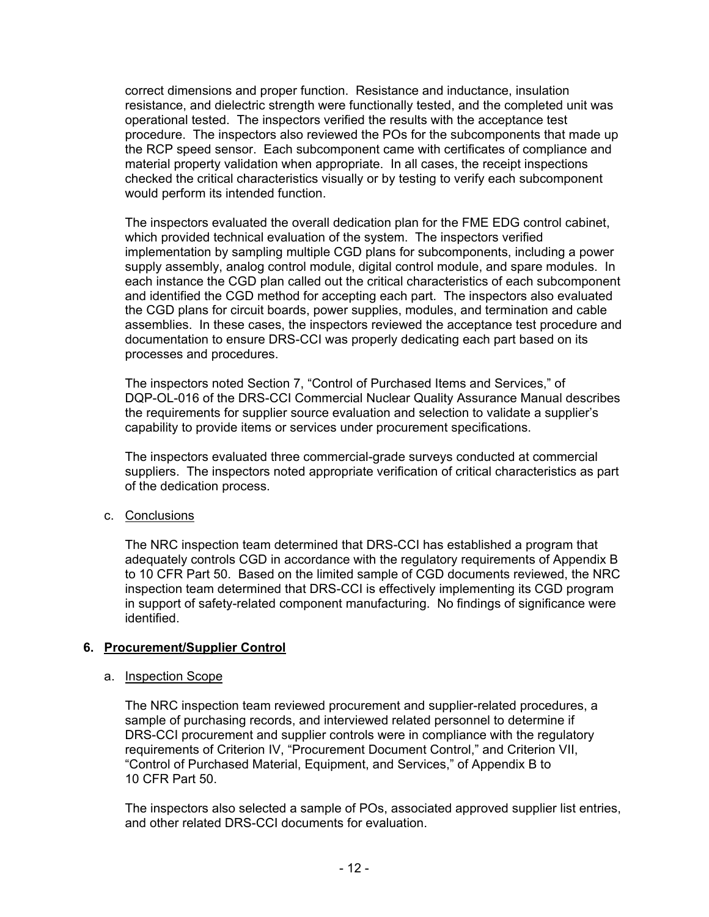correct dimensions and proper function. Resistance and inductance, insulation resistance, and dielectric strength were functionally tested, and the completed unit was operational tested. The inspectors verified the results with the acceptance test procedure. The inspectors also reviewed the POs for the subcomponents that made up the RCP speed sensor. Each subcomponent came with certificates of compliance and material property validation when appropriate. In all cases, the receipt inspections checked the critical characteristics visually or by testing to verify each subcomponent would perform its intended function.

The inspectors evaluated the overall dedication plan for the FME EDG control cabinet, which provided technical evaluation of the system. The inspectors verified implementation by sampling multiple CGD plans for subcomponents, including a power supply assembly, analog control module, digital control module, and spare modules. In each instance the CGD plan called out the critical characteristics of each subcomponent and identified the CGD method for accepting each part. The inspectors also evaluated the CGD plans for circuit boards, power supplies, modules, and termination and cable assemblies. In these cases, the inspectors reviewed the acceptance test procedure and documentation to ensure DRS-CCI was properly dedicating each part based on its processes and procedures.

The inspectors noted Section 7, "Control of Purchased Items and Services," of DQP-OL-016 of the DRS-CCI Commercial Nuclear Quality Assurance Manual describes the requirements for supplier source evaluation and selection to validate a supplier's capability to provide items or services under procurement specifications.

The inspectors evaluated three commercial-grade surveys conducted at commercial suppliers. The inspectors noted appropriate verification of critical characteristics as part of the dedication process.

c. Conclusions

The NRC inspection team determined that DRS-CCI has established a program that adequately controls CGD in accordance with the regulatory requirements of Appendix B to 10 CFR Part 50. Based on the limited sample of CGD documents reviewed, the NRC inspection team determined that DRS-CCI is effectively implementing its CGD program in support of safety-related component manufacturing. No findings of significance were identified.

## 6. Procurement/Supplier Control

a. Inspection Scope

The NRC inspection team reviewed procurement and supplier-related procedures, a sample of purchasing records, and interviewed related personnel to determine if DRS-CCI procurement and supplier controls were in compliance with the regulatory requirements of Criterion IV, "Procurement Document Control," and Criterion VII, "Control of Purchased Material, Equipment, and Services," of Appendix B to 10 CFR Part 50.

The inspectors also selected a sample of POs, associated approved supplier list entries, and other related DRS-CCI documents for evaluation.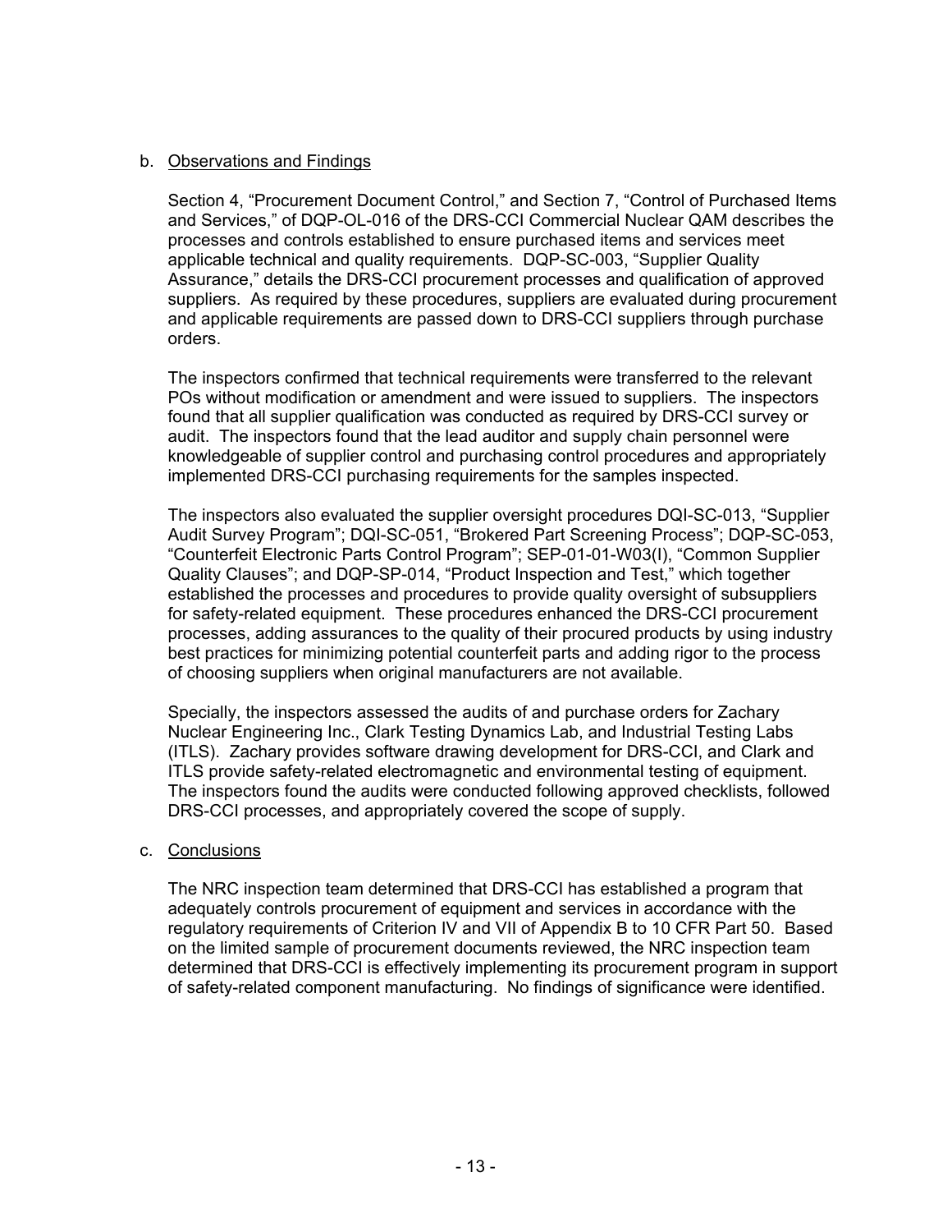b. Observations and Findings

Section 4, "Procurement Document Control," and Section 7, "Control of Purchased Items and Services," of DQP-OL-016 of the DRS-CCI Commercial Nuclear QAM describes the processes and controls established to ensure purchased items and services meet applicable technical and quality requirements. DQP-SC-003, "Supplier Quality Assurance," details the DRS-CCI procurement processes and qualification of approved suppliers. As required by these procedures, suppliers are evaluated during procurement and applicable requirements are passed down to DRS-CCI suppliers through purchase orders.

The inspectors confirmed that technical requirements were transferred to the relevant POs without modification or amendment and were issued to suppliers. The inspectors found that all supplier qualification was conducted as required by DRS-CCI survey or audit. The inspectors found that the lead auditor and supply chain personnel were knowledgeable of supplier control and purchasing control procedures and appropriately implemented DRS-CCI purchasing requirements for the samples inspected.

The inspectors also evaluated the supplier oversight procedures DQI-SC-013, "Supplier Audit Survey Program"; DQI-SC-051, "Brokered Part Screening Process"; DQP-SC-053, "Counterfeit Electronic Parts Control Program"; SEP-01-01-W03(I), "Common Supplier Quality Clauses"; and DQP-SP-014, "Product Inspection and Test," which together established the processes and procedures to provide quality oversight of subsuppliers for safety-related equipment. These procedures enhanced the DRS-CCI procurement processes, adding assurances to the quality of their procured products by using industry best practices for minimizing potential counterfeit parts and adding rigor to the process of choosing suppliers when original manufacturers are not available.

Specially, the inspectors assessed the audits of and purchase orders for Zachary Nuclear Engineering Inc., Clark Testing Dynamics Lab, and Industrial Testing Labs (ITLS). Zachary provides software drawing development for DRS-CCI, and Clark and ITLS provide safety-related electromagnetic and environmental testing of equipment. The inspectors found the audits were conducted following approved checklists, followed DRS-CCI processes, and appropriately covered the scope of supply.

c. Conclusions

The NRC inspection team determined that DRS-CCI has established a program that adequately controls procurement of equipment and services in accordance with the regulatory requirements of Criterion IV and VII of Appendix B to 10 CFR Part 50. Based on the limited sample of procurement documents reviewed, the NRC inspection team determined that DRS-CCI is effectively implementing its procurement program in support of safety-related component manufacturing. No findings of significance were identified.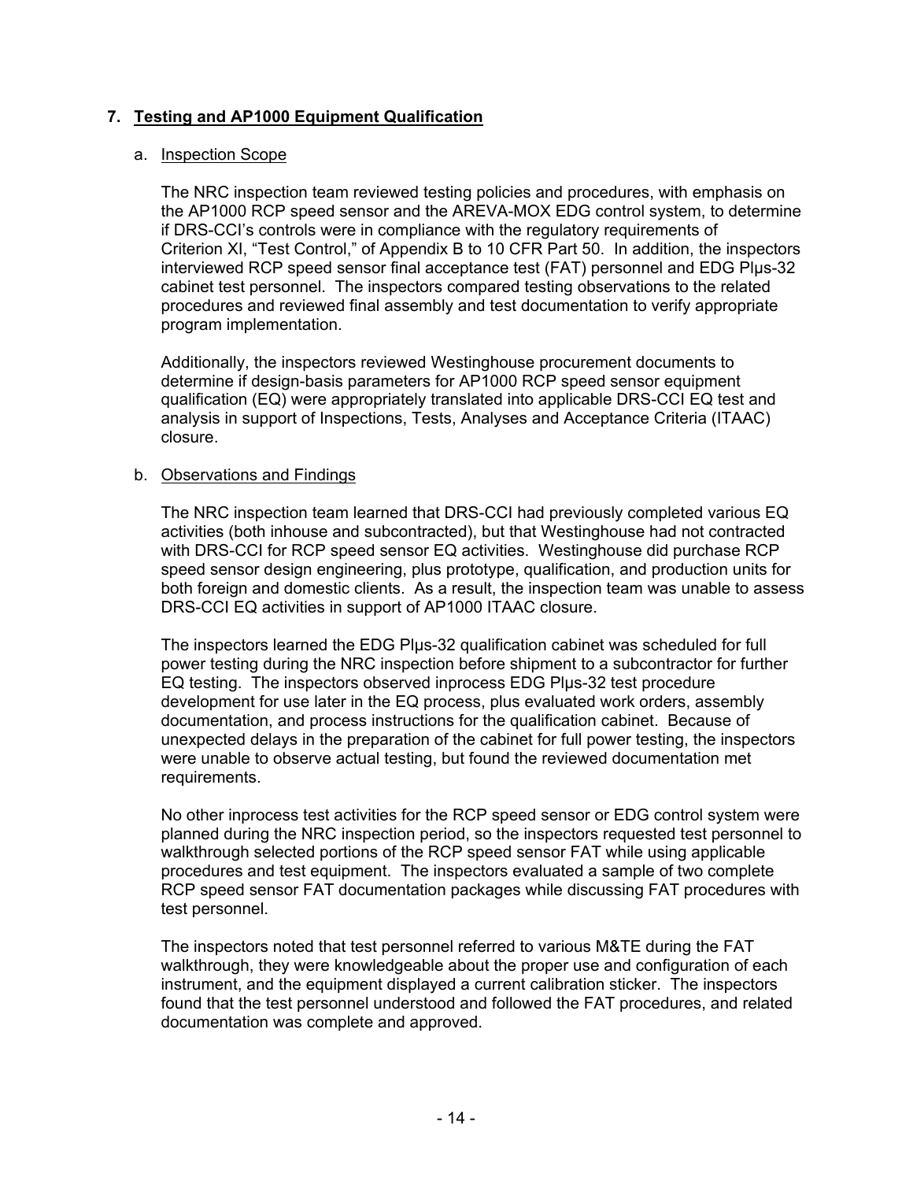## 7. Testing and AP1000 Equipment Qualification

### a. Inspection Scope

The NRC inspection team reviewed testing policies and procedures, with emphasis on the AP1000 RCP speed sensor and the AREVA-MOX EDG control system, to determine if DRS-CCI's controls were in compliance with the regulatory requirements of Criterion XI, "Test Control," of Appendix B to 10 CFR Part 50. In addition, the inspectors interviewed RCP speed sensor final acceptance test (FAT) personnel and EDG Plμs-32 cabinet test personnel. The inspectors compared testing observations to the related procedures and reviewed final assembly and test documentation to verify appropriate program implementation.

Additionally, the inspectors reviewed Westinghouse procurement documents to determine if design-basis parameters for AP1000 RCP speed sensor equipment qualification (EQ) were appropriately translated into applicable DRS-CCI EQ test and analysis in support of Inspections, Tests, Analyses and Acceptance Criteria (ITAAC) closure.

### b. Observations and Findings

The NRC inspection team learned that DRS-CCI had previously completed various EQ activities (both inhouse and subcontracted), but that Westinghouse had not contracted with DRS-CCI for RCP speed sensor EQ activities. Westinghouse did purchase RCP speed sensor design engineering, plus prototype, qualification, and production units for both foreign and domestic clients. As a result, the inspection team was unable to assess DRS-CCI EQ activities in support of AP1000 ITAAC closure.

The inspectors learned the EDG Plμs-32 qualification cabinet was scheduled for full power testing during the NRC inspection before shipment to a subcontractor for further EQ testing. The inspectors observed inprocess EDG Plμs-32 test procedure development for use later in the EQ process, plus evaluated work orders, assembly documentation, and process instructions for the qualification cabinet. Because of unexpected delays in the preparation of the cabinet for full power testing, the inspectors were unable to observe actual testing, but found the reviewed documentation met requirements.

No other inprocess test activities for the RCP speed sensor or EDG control system were planned during the NRC inspection period, so the inspectors requested test personnel to walkthrough selected portions of the RCP speed sensor FAT while using applicable procedures and test equipment. The inspectors evaluated a sample of two complete RCP speed sensor FAT documentation packages while discussing FAT procedures with test personnel.

The inspectors noted that test personnel referred to various M&TE during the FAT walkthrough, they were knowledgeable about the proper use and configuration of each instrument, and the equipment displayed a current calibration sticker. The inspectors found that the test personnel understood and followed the FAT procedures, and related documentation was complete and approved.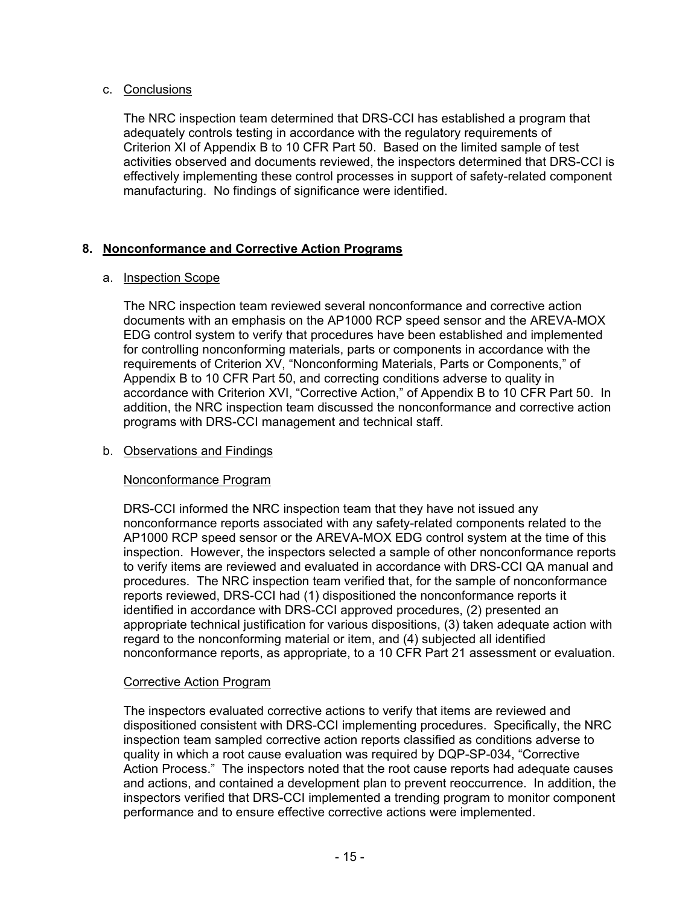c. Conclusions

The NRC inspection team determined that DRS-CCI has established a program that adequately controls testing in accordance with the regulatory requirements of Criterion XI of Appendix B to 10 CFR Part 50. Based on the limited sample of test activities observed and documents reviewed, the inspectors determined that DRS-CCI is effectively implementing these control processes in support of safety-related component manufacturing. No findings of significance were identified.

## 8. Nonconformance and Corrective Action Programs

a. Inspection Scope

The NRC inspection team reviewed several nonconformance and corrective action documents with an emphasis on the AP1000 RCP speed sensor and the AREVA-MOX EDG control system to verify that procedures have been established and implemented for controlling nonconforming materials, parts or components in accordance with the requirements of Criterion XV, "Nonconforming Materials, Parts or Components," of Appendix B to 10 CFR Part 50, and correcting conditions adverse to quality in accordance with Criterion XVI, "Corrective Action," of Appendix B to 10 CFR Part 50. In addition, the NRC inspection team discussed the nonconformance and corrective action programs with DRS-CCI management and technical staff.

b. Observations and Findings

Nonconformance Program

DRS-CCI informed the NRC inspection team that they have not issued any nonconformance reports associated with any safety-related components related to the AP1000 RCP speed sensor or the AREVA-MOX EDG control system at the time of this inspection. However, the inspectors selected a sample of other nonconformance reports to verify items are reviewed and evaluated in accordance with DRS-CCI QA manual and procedures. The NRC inspection team verified that, for the sample of nonconformance reports reviewed, DRS-CCI had (1) dispositioned the nonconformance reports it identified in accordance with DRS-CCI approved procedures, (2) presented an appropriate technical justification for various dispositions, (3) taken adequate action with regard to the nonconforming material or item, and (4) subjected all identified nonconformance reports, as appropriate, to a 10 CFR Part 21 assessment or evaluation.

Corrective Action Program

The inspectors evaluated corrective actions to verify that items are reviewed and dispositioned consistent with DRS-CCI implementing procedures. Specifically, the NRC inspection team sampled corrective action reports classified as conditions adverse to quality in which a root cause evaluation was required by DQP-SP-034, "Corrective Action Process." The inspectors noted that the root cause reports had adequate causes and actions, and contained a development plan to prevent reoccurrence. In addition, the inspectors verified that DRS-CCI implemented a trending program to monitor component performance and to ensure effective corrective actions were implemented.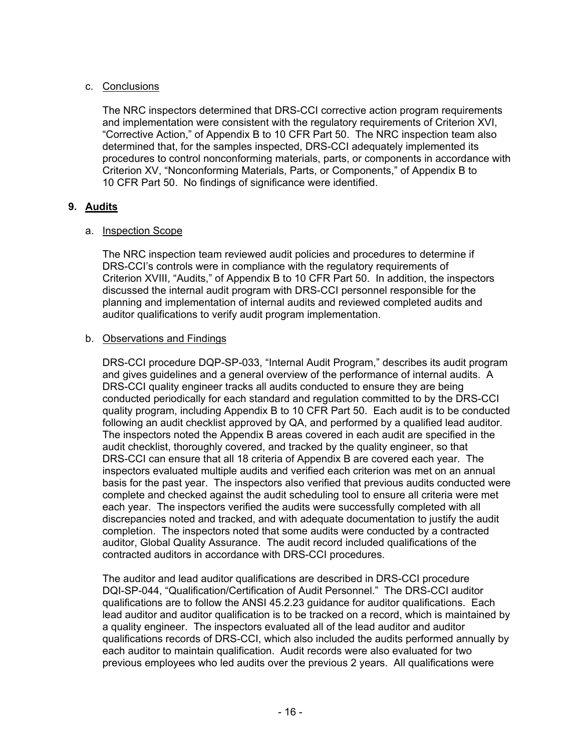c. Conclusions

The NRC inspectors determined that DRS-CCI corrective action program requirements and implementation were consistent with the regulatory requirements of Criterion XVI, "Corrective Action," of Appendix B to 10 CFR Part 50. The NRC inspection team also determined that, for the samples inspected, DRS-CCI adequately implemented its procedures to control nonconforming materials, parts, or components in accordance with Criterion XV, "Nonconforming Materials, Parts, or Components," of Appendix B to 10 CFR Part 50. No findings of significance were identified.

## 9. Audits

a. Inspection Scope

The NRC inspection team reviewed audit policies and procedures to determine if DRS-CCI's controls were in compliance with the regulatory requirements of Criterion XVIII, "Audits," of Appendix B to 10 CFR Part 50. In addition, the inspectors discussed the internal audit program with DRS-CCI personnel responsible for the planning and implementation of internal audits and reviewed completed audits and auditor qualifications to verify audit program implementation.

b. Observations and Findings

DRS-CCI procedure DQP-SP-033, "Internal Audit Program," describes its audit program and gives guidelines and a general overview of the performance of internal audits. A DRS-CCI quality engineer tracks all audits conducted to ensure they are being conducted periodically for each standard and regulation committed to by the DRS-CCI quality program, including Appendix B to 10 CFR Part 50. Each audit is to be conducted following an audit checklist approved by QA, and performed by a qualified lead auditor. The inspectors noted the Appendix B areas covered in each audit are specified in the audit checklist, thoroughly covered, and tracked by the quality engineer, so that DRS-CCI can ensure that all 18 criteria of Appendix B are covered each year. The inspectors evaluated multiple audits and verified each criterion was met on an annual basis for the past year. The inspectors also verified that previous audits conducted were complete and checked against the audit scheduling tool to ensure all criteria were met each year. The inspectors verified the audits were successfully completed with all discrepancies noted and tracked, and with adequate documentation to justify the audit completion. The inspectors noted that some audits were conducted by a contracted auditor, Global Quality Assurance. The audit record included qualifications of the contracted auditors in accordance with DRS-CCI procedures.

The auditor and lead auditor qualifications are described in DRS-CCI procedure DQI-SP-044, "Qualification/Certification of Audit Personnel." The DRS-CCI auditor qualifications are to follow the ANSI 45.2.23 guidance for auditor qualifications. Each lead auditor and auditor qualification is to be tracked on a record, which is maintained by a quality engineer. The inspectors evaluated all of the lead auditor and auditor qualifications records of DRS-CCI, which also included the audits performed annually by each auditor to maintain qualification. Audit records were also evaluated for two previous employees who led audits over the previous 2 years. All qualifications were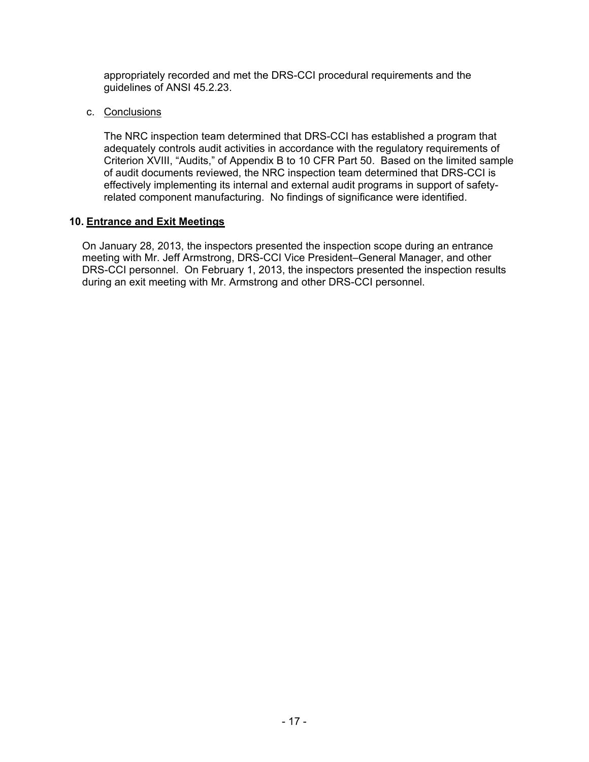appropriately recorded and met the DRS-CCI procedural requirements and the guidelines of ANSI 45.2.23.

c. Conclusions

The NRC inspection team determined that DRS-CCI has established a program that adequately controls audit activities in accordance with the regulatory requirements of Criterion XVIII, "Audits," of Appendix B to 10 CFR Part 50. Based on the limited sample of audit documents reviewed, the NRC inspection team determined that DRS-CCI is effectively implementing its internal and external audit programs in support of safety-related component manufacturing. No findings of significance were identified.

## 10. Entrance and Exit Meetings

On January 28, 2013, the inspectors presented the inspection scope during an entrance meeting with Mr. Jeff Armstrong, DRS-CCI Vice President–General Manager, and other DRS-CCI personnel. On February 1, 2013, the inspectors presented the inspection results during an exit meeting with Mr. Armstrong and other DRS-CCI personnel.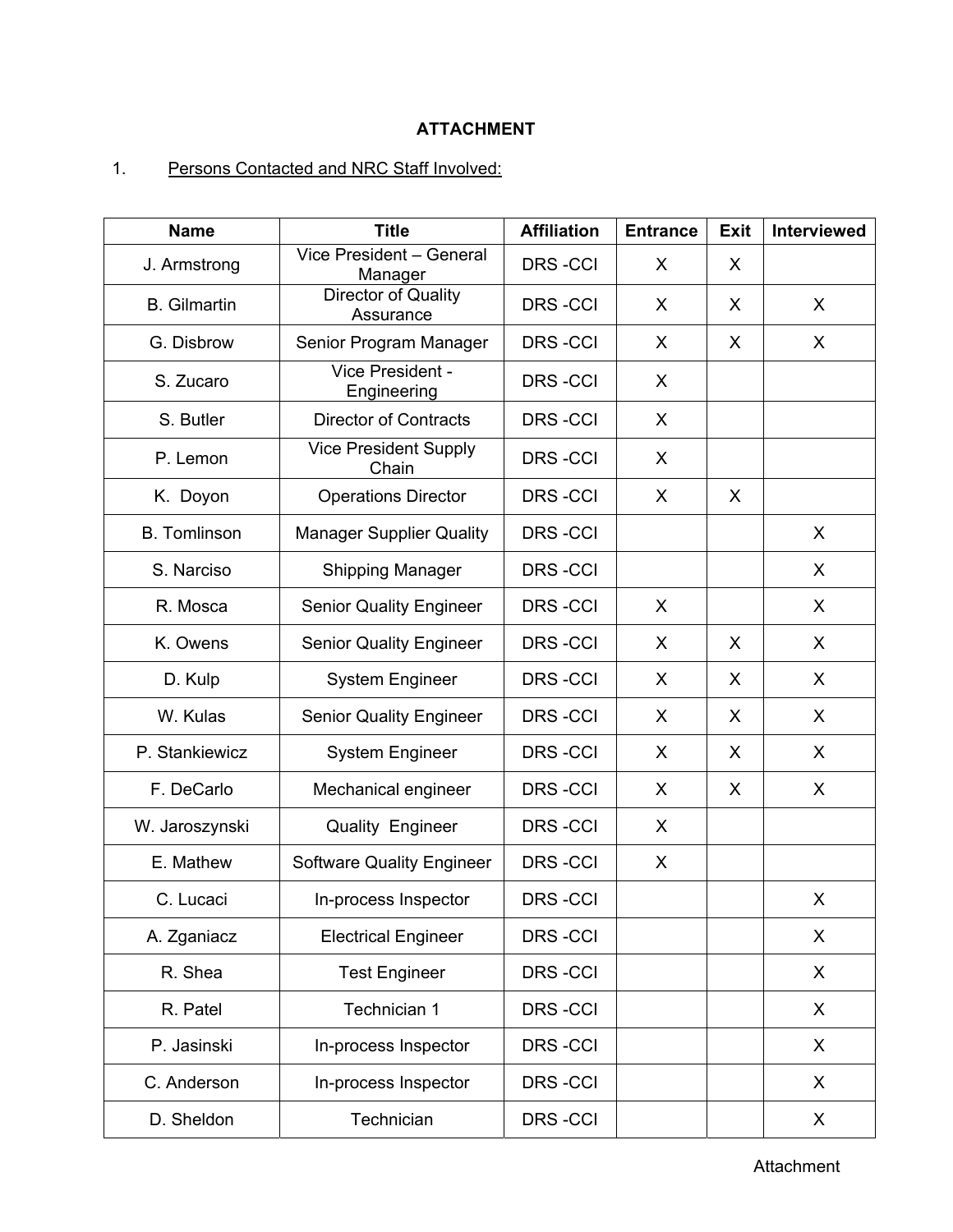**ATTACHMENT**

1. Persons Contacted and NRC Staff Involved:

| Name | Title | Affiliation | Entrance | Exit | Interviewed |
|---|---|---|---|---|---|
| J. Armstrong | Vice President – General Manager | DRS -CCI | X | X | |
| B. Gilmartin | Director of Quality Assurance | DRS -CCI | X | X | X |
| G. Disbrow | Senior Program Manager | DRS -CCI | X | X | X |
| S. Zucaro | Vice President - Engineering | DRS -CCI | X | | |
| S. Butler | Director of Contracts | DRS -CCI | X | | |
| P. Lemon | Vice President Supply Chain | DRS -CCI | X | | |
| K. Doyon | Operations Director | DRS -CCI | X | X | |
| B. Tomlinson | Manager Supplier Quality | DRS -CCI | | | X |
| S. Narciso | Shipping Manager | DRS -CCI | | | X |
| R. Mosca | Senior Quality Engineer | DRS -CCI | X | | X |
| K. Owens | Senior Quality Engineer | DRS -CCI | X | X | X |
| D. Kulp | System Engineer | DRS -CCI | X | X | X |
| W. Kulas | Senior Quality Engineer | DRS -CCI | X | X | X |
| P. Stankiewicz | System Engineer | DRS -CCI | X | X | X |
| F. DeCarlo | Mechanical engineer | DRS -CCI | X | X | X |
| W. Jaroszynski | Quality Engineer | DRS -CCI | X | | |
| E. Mathew | Software Quality Engineer | DRS -CCI | X | | |
| C. Lucaci | In-process Inspector | DRS -CCI | | | X |
| A. Zganiacz | Electrical Engineer | DRS -CCI | | | X |
| R. Shea | Test Engineer | DRS -CCI | | | X |
| R. Patel | Technician 1 | DRS -CCI | | | X |
| P. Jasinski | In-process Inspector | DRS -CCI | | | X |
| C. Anderson | In-process Inspector | DRS -CCI | | | X |
| D. Sheldon | Technician | DRS -CCI | | | X |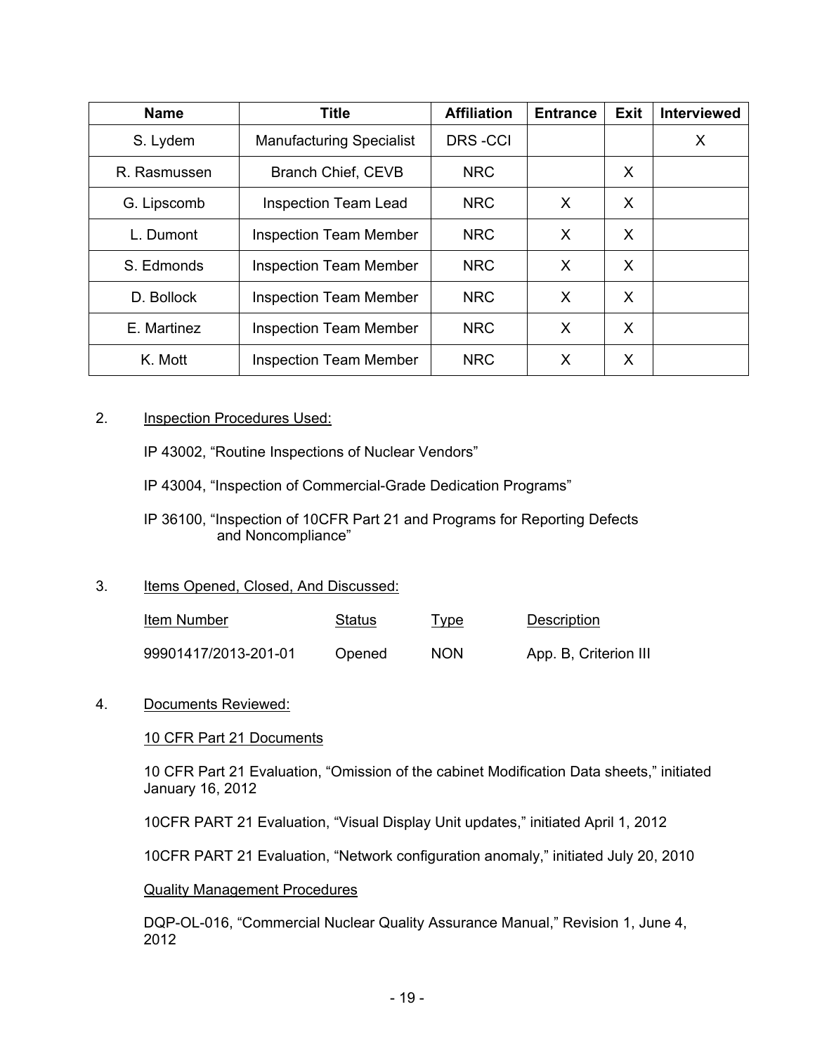| Name | Title | Affiliation | Entrance | Exit | Interviewed |
| --- | --- | --- | --- | --- | --- |
| S. Lydem | Manufacturing Specialist | DRS -CCI | | | X |
| R. Rasmussen | Branch Chief, CEVB | NRC | | X | |
| G. Lipscomb | Inspection Team Lead | NRC | X | X | |
| L. Dumont | Inspection Team Member | NRC | X | X | |
| S. Edmonds | Inspection Team Member | NRC | X | X | |
| D. Bollock | Inspection Team Member | NRC | X | X | |
| E. Martinez | Inspection Team Member | NRC | X | X | |
| K. Mott | Inspection Team Member | NRC | X | X | |

2. Inspection Procedures Used:

   IP 43002, "Routine Inspections of Nuclear Vendors"

   IP 43004, "Inspection of Commercial-Grade Dedication Programs"

   IP 36100, "Inspection of 10CFR Part 21 and Programs for Reporting Defects and Noncompliance"

3. Items Opened, Closed, And Discussed:

| Item Number | Status | Type | Description |
| --- | --- | --- | --- |
| 99901417/2013-201-01 | Opened | NON | App. B, Criterion III |

4. Documents Reviewed:

   10 CFR Part 21 Documents

   10 CFR Part 21 Evaluation, "Omission of the cabinet Modification Data sheets," initiated January 16, 2012

   10CFR PART 21 Evaluation, "Visual Display Unit updates," initiated April 1, 2012

   10CFR PART 21 Evaluation, "Network configuration anomaly," initiated July 20, 2010

   Quality Management Procedures

   DQP-OL-016, "Commercial Nuclear Quality Assurance Manual," Revision 1, June 4, 2012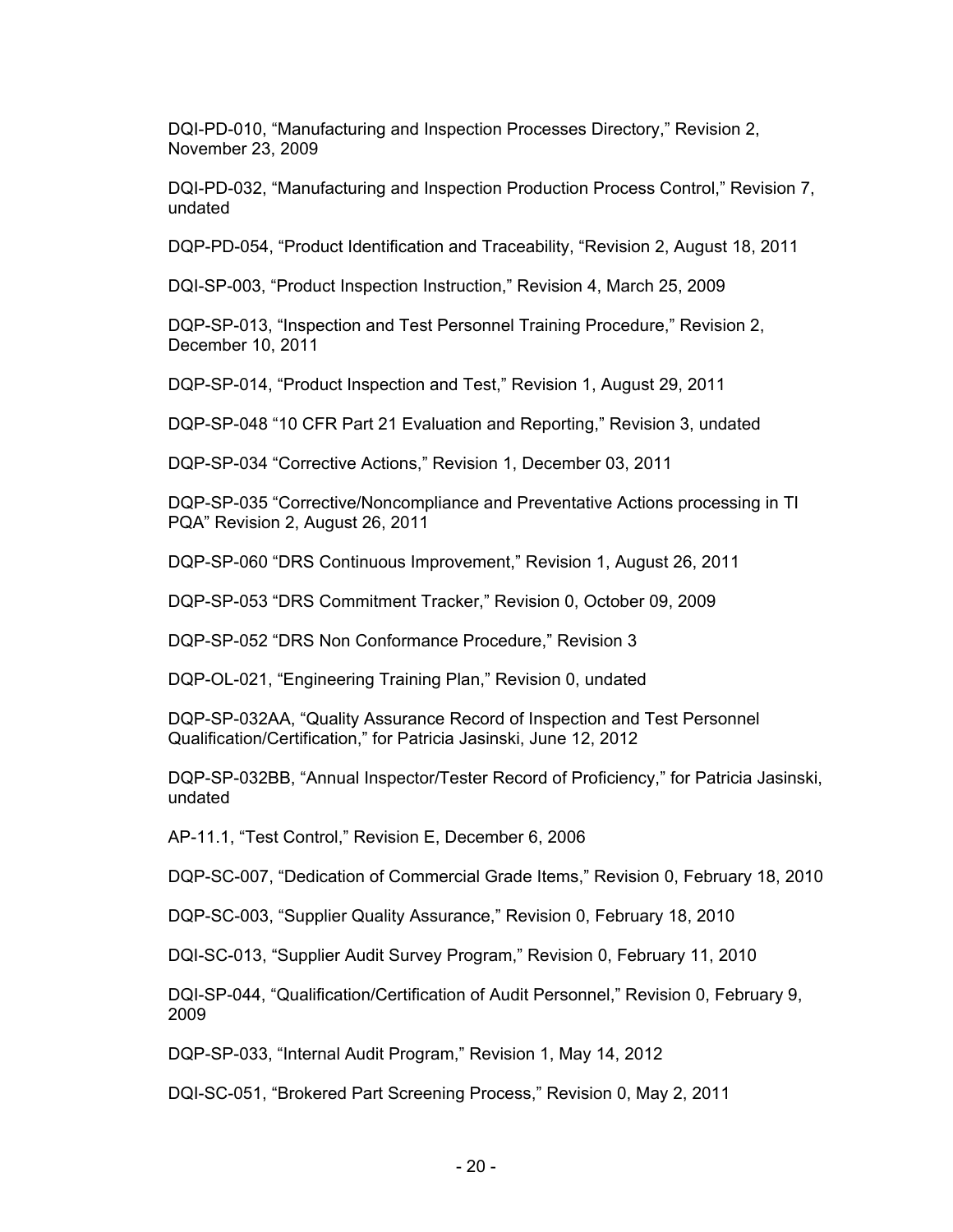DQI-PD-010, “Manufacturing and Inspection Processes Directory,” Revision 2, November 23, 2009

DQI-PD-032, “Manufacturing and Inspection Production Process Control,” Revision 7, undated

DQP-PD-054, “Product Identification and Traceability, “Revision 2, August 18, 2011

DQI-SP-003, “Product Inspection Instruction,” Revision 4, March 25, 2009

DQP-SP-013, “Inspection and Test Personnel Training Procedure,” Revision 2, December 10, 2011

DQP-SP-014, “Product Inspection and Test,” Revision 1, August 29, 2011

DQP-SP-048 “10 CFR Part 21 Evaluation and Reporting,” Revision 3, undated

DQP-SP-034 “Corrective Actions,” Revision 1, December 03, 2011

DQP-SP-035 “Corrective/Noncompliance and Preventative Actions processing in TI PQA” Revision 2, August 26, 2011

DQP-SP-060 “DRS Continuous Improvement,” Revision 1, August 26, 2011

DQP-SP-053 “DRS Commitment Tracker,” Revision 0, October 09, 2009

DQP-SP-052 “DRS Non Conformance Procedure,” Revision 3

DQP-OL-021, “Engineering Training Plan,” Revision 0, undated

DQP-SP-032AA, “Quality Assurance Record of Inspection and Test Personnel Qualification/Certification,” for Patricia Jasinski, June 12, 2012

DQP-SP-032BB, “Annual Inspector/Tester Record of Proficiency,” for Patricia Jasinski, undated

AP-11.1, “Test Control,” Revision E, December 6, 2006

DQP-SC-007, “Dedication of Commercial Grade Items,” Revision 0, February 18, 2010

DQP-SC-003, “Supplier Quality Assurance,” Revision 0, February 18, 2010

DQI-SC-013, “Supplier Audit Survey Program,” Revision 0, February 11, 2010

DQI-SP-044, “Qualification/Certification of Audit Personnel,” Revision 0, February 9, 2009

DQP-SP-033, “Internal Audit Program,” Revision 1, May 14, 2012

DQI-SC-051, “Brokered Part Screening Process,” Revision 0, May 2, 2011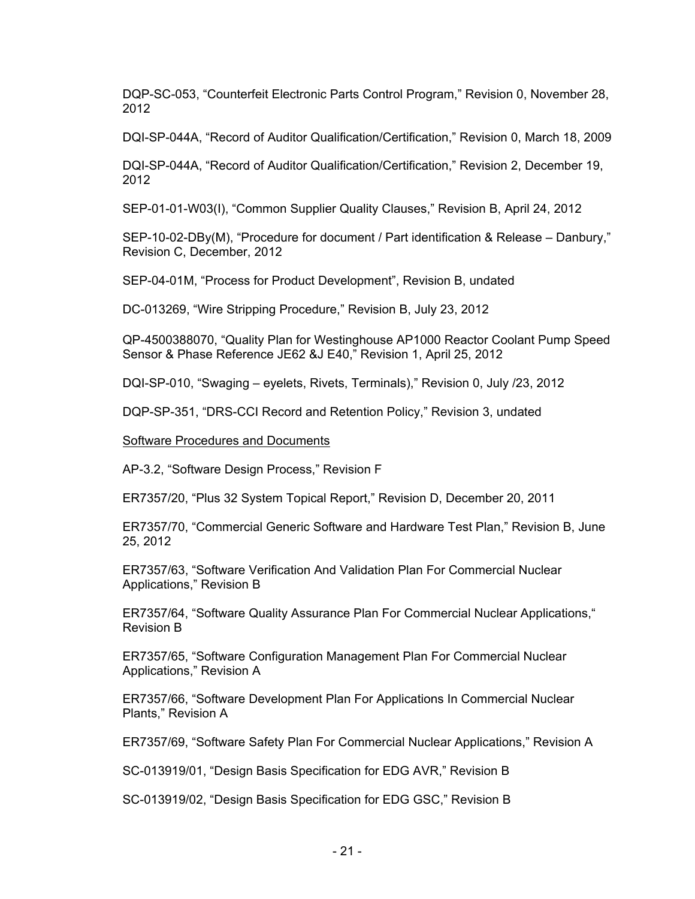DQP-SC-053, “Counterfeit Electronic Parts Control Program,” Revision 0, November 28, 2012

DQI-SP-044A, “Record of Auditor Qualification/Certification,” Revision 0, March 18, 2009

DQI-SP-044A, “Record of Auditor Qualification/Certification,” Revision 2, December 19, 2012

SEP-01-01-W03(I), “Common Supplier Quality Clauses,” Revision B, April 24, 2012

SEP-10-02-DBy(M), “Procedure for document / Part identification & Release – Danbury,” Revision C, December, 2012

SEP-04-01M, “Process for Product Development”, Revision B, undated

DC-013269, “Wire Stripping Procedure,” Revision B, July 23, 2012

QP-4500388070, “Quality Plan for Westinghouse AP1000 Reactor Coolant Pump Speed Sensor & Phase Reference JE62 &J E40,” Revision 1, April 25, 2012

DQI-SP-010, “Swaging – eyelets, Rivets, Terminals),” Revision 0, July /23, 2012

DQP-SP-351, “DRS-CCI Record and Retention Policy,” Revision 3, undated

Software Procedures and Documents

AP-3.2, “Software Design Process,” Revision F

ER7357/20, “Plus 32 System Topical Report,” Revision D, December 20, 2011

ER7357/70, “Commercial Generic Software and Hardware Test Plan,” Revision B, June 25, 2012

ER7357/63, “Software Verification And Validation Plan For Commercial Nuclear Applications,” Revision B

ER7357/64, “Software Quality Assurance Plan For Commercial Nuclear Applications,“ Revision B

ER7357/65, “Software Configuration Management Plan For Commercial Nuclear Applications,” Revision A

ER7357/66, “Software Development Plan For Applications In Commercial Nuclear Plants,” Revision A

ER7357/69, “Software Safety Plan For Commercial Nuclear Applications,” Revision A

SC-013919/01, “Design Basis Specification for EDG AVR,” Revision B

SC-013919/02, “Design Basis Specification for EDG GSC,” Revision B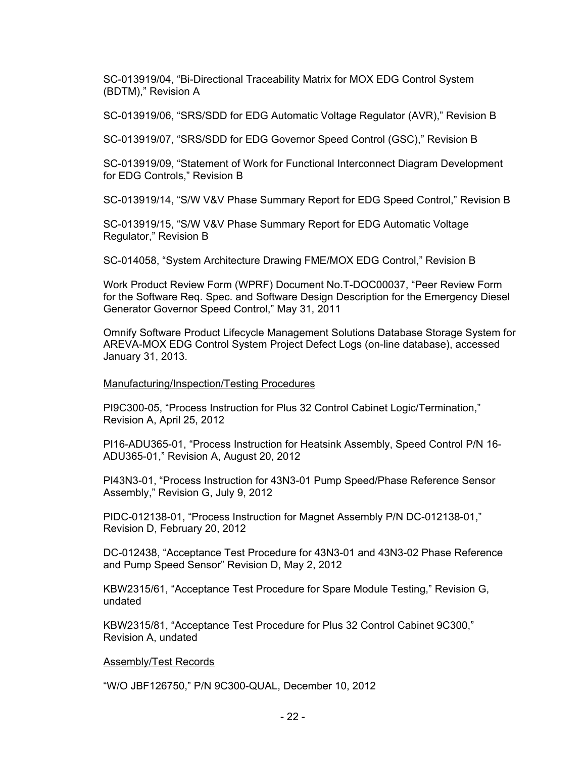SC-013919/04, "Bi-Directional Traceability Matrix for MOX EDG Control System (BDTM)," Revision A

SC-013919/06, "SRS/SDD for EDG Automatic Voltage Regulator (AVR)," Revision B

SC-013919/07, "SRS/SDD for EDG Governor Speed Control (GSC)," Revision B

SC-013919/09, "Statement of Work for Functional Interconnect Diagram Development for EDG Controls," Revision B

SC-013919/14, "S/W V&V Phase Summary Report for EDG Speed Control," Revision B

SC-013919/15, "S/W V&V Phase Summary Report for EDG Automatic Voltage Regulator," Revision B

SC-014058, "System Architecture Drawing FME/MOX EDG Control," Revision B

Work Product Review Form (WPRF) Document No.T-DOC00037, "Peer Review Form for the Software Req. Spec. and Software Design Description for the Emergency Diesel Generator Governor Speed Control," May 31, 2011

Omnify Software Product Lifecycle Management Solutions Database Storage System for AREVA-MOX EDG Control System Project Defect Logs (on-line database), accessed January 31, 2013.

Manufacturing/Inspection/Testing Procedures

PI9C300-05, "Process Instruction for Plus 32 Control Cabinet Logic/Termination," Revision A, April 25, 2012

PI16-ADU365-01, "Process Instruction for Heatsink Assembly, Speed Control P/N 16-ADU365-01," Revision A, August 20, 2012

PI43N3-01, "Process Instruction for 43N3-01 Pump Speed/Phase Reference Sensor Assembly," Revision G, July 9, 2012

PIDC-012138-01, "Process Instruction for Magnet Assembly P/N DC-012138-01," Revision D, February 20, 2012

DC-012438, "Acceptance Test Procedure for 43N3-01 and 43N3-02 Phase Reference and Pump Speed Sensor" Revision D, May 2, 2012

KBW2315/61, "Acceptance Test Procedure for Spare Module Testing," Revision G, undated

KBW2315/81, "Acceptance Test Procedure for Plus 32 Control Cabinet 9C300," Revision A, undated

Assembly/Test Records

"W/O JBF126750," P/N 9C300-QUAL, December 10, 2012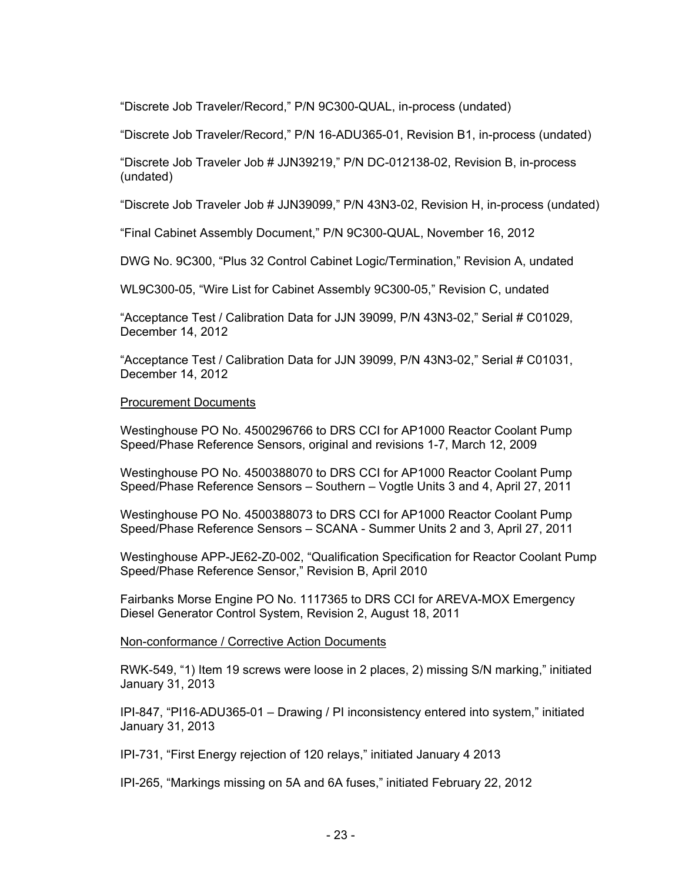"Discrete Job Traveler/Record," P/N 9C300-QUAL, in-process (undated)

"Discrete Job Traveler/Record," P/N 16-ADU365-01, Revision B1, in-process (undated)

"Discrete Job Traveler Job # JJN39219," P/N DC-012138-02, Revision B, in-process (undated)

"Discrete Job Traveler Job # JJN39099," P/N 43N3-02, Revision H, in-process (undated)

"Final Cabinet Assembly Document," P/N 9C300-QUAL, November 16, 2012

DWG No. 9C300, "Plus 32 Control Cabinet Logic/Termination," Revision A, undated

WL9C300-05, "Wire List for Cabinet Assembly 9C300-05," Revision C, undated

"Acceptance Test / Calibration Data for JJN 39099, P/N 43N3-02," Serial # C01029, December 14, 2012

"Acceptance Test / Calibration Data for JJN 39099, P/N 43N3-02," Serial # C01031, December 14, 2012

<u>Procurement Documents</u>

Westinghouse PO No. 4500296766 to DRS CCI for AP1000 Reactor Coolant Pump Speed/Phase Reference Sensors, original and revisions 1-7, March 12, 2009

Westinghouse PO No. 4500388070 to DRS CCI for AP1000 Reactor Coolant Pump Speed/Phase Reference Sensors – Southern – Vogtle Units 3 and 4, April 27, 2011

Westinghouse PO No. 4500388073 to DRS CCI for AP1000 Reactor Coolant Pump Speed/Phase Reference Sensors – SCANA - Summer Units 2 and 3, April 27, 2011

Westinghouse APP-JE62-Z0-002, "Qualification Specification for Reactor Coolant Pump Speed/Phase Reference Sensor," Revision B, April 2010

Fairbanks Morse Engine PO No. 1117365 to DRS CCI for AREVA-MOX Emergency Diesel Generator Control System, Revision 2, August 18, 2011

<u>Non-conformance / Corrective Action Documents</u>

RWK-549, "1) Item 19 screws were loose in 2 places, 2) missing S/N marking," initiated January 31, 2013

IPI-847, "PI16-ADU365-01 – Drawing / PI inconsistency entered into system," initiated January 31, 2013

IPI-731, "First Energy rejection of 120 relays," initiated January 4 2013

IPI-265, "Markings missing on 5A and 6A fuses," initiated February 22, 2012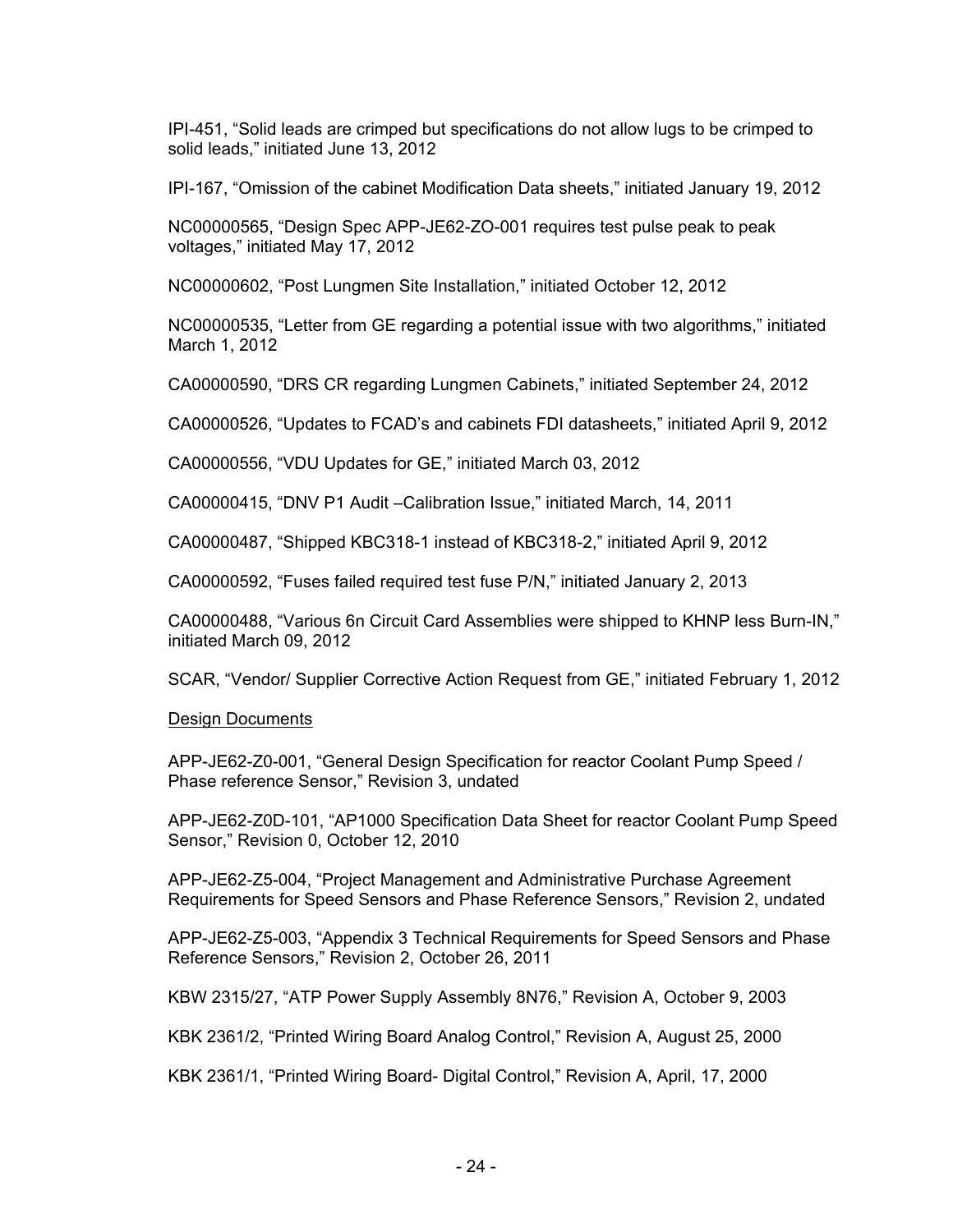IPI-451, “Solid leads are crimped but specifications do not allow lugs to be crimped to solid leads,” initiated June 13, 2012

IPI-167, “Omission of the cabinet Modification Data sheets,” initiated January 19, 2012

NC00000565, “Design Spec APP-JE62-ZO-001 requires test pulse peak to peak voltages,” initiated May 17, 2012

NC00000602, “Post Lungmen Site Installation,” initiated October 12, 2012

NC00000535, “Letter from GE regarding a potential issue with two algorithms,” initiated March 1, 2012

CA00000590, “DRS CR regarding Lungmen Cabinets,” initiated September 24, 2012

CA00000526, “Updates to FCAD’s and cabinets FDI datasheets,” initiated April 9, 2012

CA00000556, “VDU Updates for GE,” initiated March 03, 2012

CA00000415, “DNV P1 Audit –Calibration Issue,” initiated March, 14, 2011

CA00000487, “Shipped KBC318-1 instead of KBC318-2,” initiated April 9, 2012

CA00000592, “Fuses failed required test fuse P/N,” initiated January 2, 2013

CA00000488, “Various 6n Circuit Card Assemblies were shipped to KHNP less Burn-IN,” initiated March 09, 2012

SCAR, “Vendor/ Supplier Corrective Action Request from GE,” initiated February 1, 2012

Design Documents

APP-JE62-Z0-001, “General Design Specification for reactor Coolant Pump Speed / Phase reference Sensor,” Revision 3, undated

APP-JE62-Z0D-101, “AP1000 Specification Data Sheet for reactor Coolant Pump Speed Sensor,” Revision 0, October 12, 2010

APP-JE62-Z5-004, “Project Management and Administrative Purchase Agreement Requirements for Speed Sensors and Phase Reference Sensors,” Revision 2, undated

APP-JE62-Z5-003, “Appendix 3 Technical Requirements for Speed Sensors and Phase Reference Sensors,” Revision 2, October 26, 2011

KBW 2315/27, “ATP Power Supply Assembly 8N76,” Revision A, October 9, 2003

KBK 2361/2, “Printed Wiring Board Analog Control,” Revision A, August 25, 2000

KBK 2361/1, “Printed Wiring Board- Digital Control,” Revision A, April, 17, 2000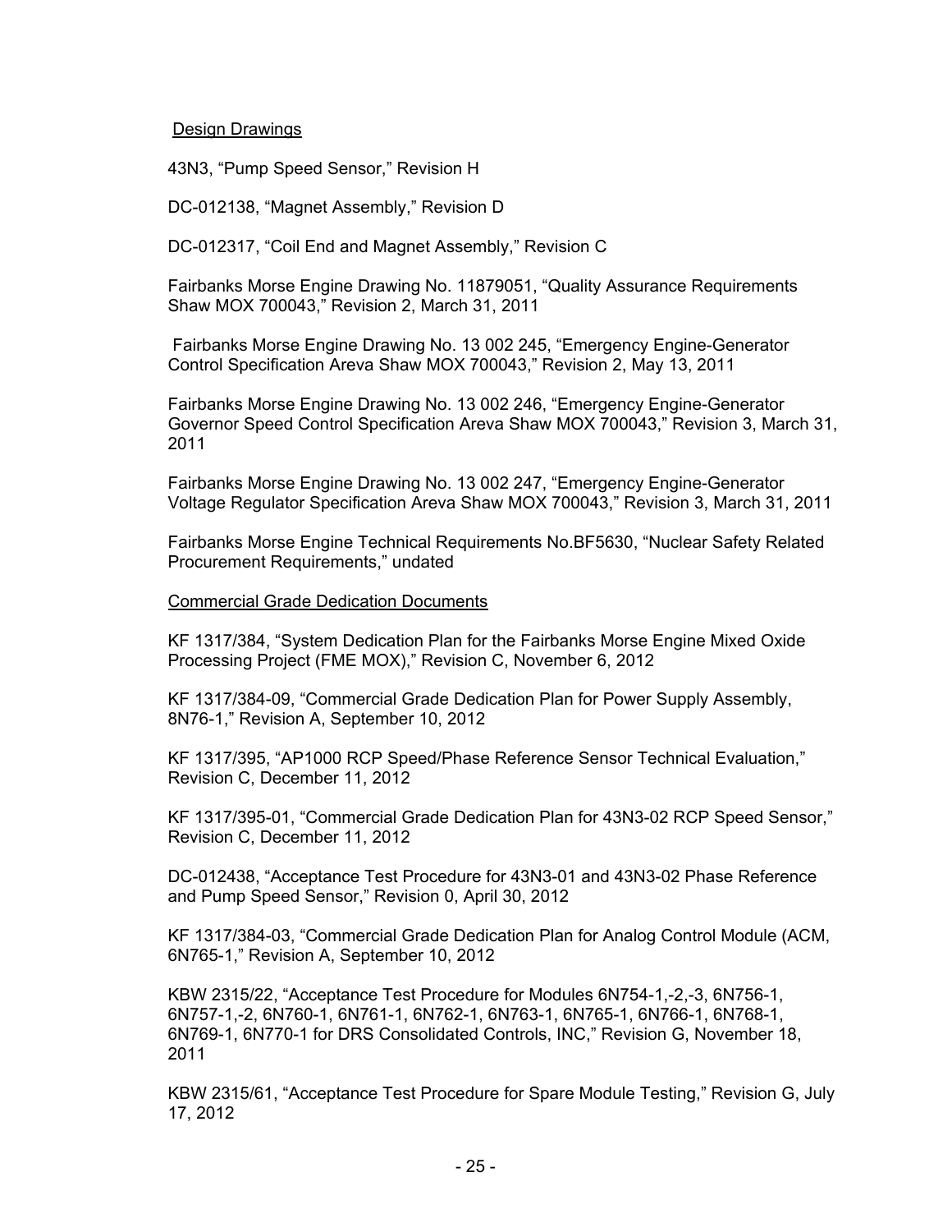Design Drawings

43N3, “Pump Speed Sensor,” Revision H

DC-012138, “Magnet Assembly,” Revision D

DC-012317, “Coil End and Magnet Assembly,” Revision C

Fairbanks Morse Engine Drawing No. 11879051, “Quality Assurance Requirements Shaw MOX 700043,” Revision 2, March 31, 2011

Fairbanks Morse Engine Drawing No. 13 002 245, “Emergency Engine-Generator Control Specification Areva Shaw MOX 700043,” Revision 2, May 13, 2011

Fairbanks Morse Engine Drawing No. 13 002 246, “Emergency Engine-Generator Governor Speed Control Specification Areva Shaw MOX 700043,” Revision 3, March 31, 2011

Fairbanks Morse Engine Drawing No. 13 002 247, “Emergency Engine-Generator Voltage Regulator Specification Areva Shaw MOX 700043,” Revision 3, March 31, 2011

Fairbanks Morse Engine Technical Requirements No.BF5630, “Nuclear Safety Related Procurement Requirements,” undated

Commercial Grade Dedication Documents

KF 1317/384, “System Dedication Plan for the Fairbanks Morse Engine Mixed Oxide Processing Project (FME MOX),” Revision C, November 6, 2012

KF 1317/384-09, “Commercial Grade Dedication Plan for Power Supply Assembly, 8N76-1,” Revision A, September 10, 2012

KF 1317/395, “AP1000 RCP Speed/Phase Reference Sensor Technical Evaluation,” Revision C, December 11, 2012

KF 1317/395-01, “Commercial Grade Dedication Plan for 43N3-02 RCP Speed Sensor,” Revision C, December 11, 2012

DC-012438, “Acceptance Test Procedure for 43N3-01 and 43N3-02 Phase Reference and Pump Speed Sensor,” Revision 0, April 30, 2012

KF 1317/384-03, “Commercial Grade Dedication Plan for Analog Control Module (ACM, 6N765-1,” Revision A, September 10, 2012

KBW 2315/22, “Acceptance Test Procedure for Modules 6N754-1,-2,-3, 6N756-1, 6N757-1,-2, 6N760-1, 6N761-1, 6N762-1, 6N763-1, 6N765-1, 6N766-1, 6N768-1, 6N769-1, 6N770-1 for DRS Consolidated Controls, INC,” Revision G, November 18, 2011

KBW 2315/61, “Acceptance Test Procedure for Spare Module Testing,” Revision G, July 17, 2012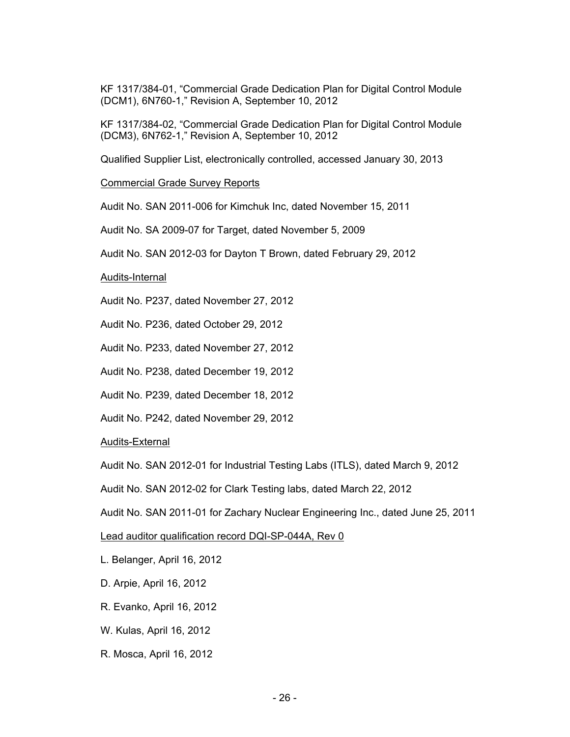KF 1317/384-01, “Commercial Grade Dedication Plan for Digital Control Module (DCM1), 6N760-1,” Revision A, September 10, 2012

KF 1317/384-02, “Commercial Grade Dedication Plan for Digital Control Module (DCM3), 6N762-1,” Revision A, September 10, 2012

Qualified Supplier List, electronically controlled, accessed January 30, 2013

Commercial Grade Survey Reports

Audit No. SAN 2011-006 for Kimchuk Inc, dated November 15, 2011

Audit No. SA 2009-07 for Target, dated November 5, 2009

Audit No. SAN 2012-03 for Dayton T Brown, dated February 29, 2012

Audits-Internal

Audit No. P237, dated November 27, 2012

Audit No. P236, dated October 29, 2012

Audit No. P233, dated November 27, 2012

Audit No. P238, dated December 19, 2012

Audit No. P239, dated December 18, 2012

Audit No. P242, dated November 29, 2012

Audits-External

Audit No. SAN 2012-01 for Industrial Testing Labs (ITLS), dated March 9, 2012

Audit No. SAN 2012-02 for Clark Testing labs, dated March 22, 2012

Audit No. SAN 2011-01 for Zachary Nuclear Engineering Inc., dated June 25, 2011

Lead auditor qualification record DQI-SP-044A, Rev 0

L. Belanger, April 16, 2012

D. Arpie, April 16, 2012

R. Evanko, April 16, 2012

W. Kulas, April 16, 2012

R. Mosca, April 16, 2012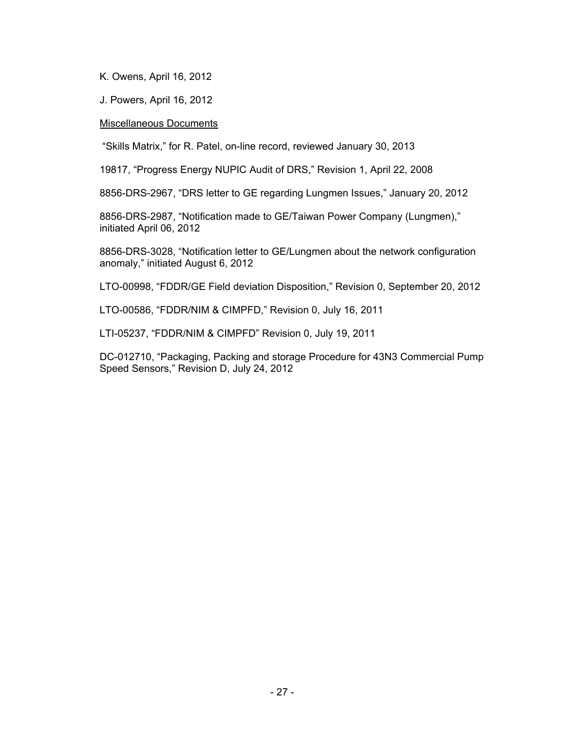K. Owens, April 16, 2012

J. Powers, April 16, 2012

Miscellaneous Documents

"Skills Matrix," for R. Patel, on-line record, reviewed January 30, 2013

19817, "Progress Energy NUPIC Audit of DRS," Revision 1, April 22, 2008

8856-DRS-2967, "DRS letter to GE regarding Lungmen Issues," January 20, 2012

8856-DRS-2987, "Notification made to GE/Taiwan Power Company (Lungmen)," initiated April 06, 2012

8856-DRS-3028, "Notification letter to GE/Lungmen about the network configuration anomaly," initiated August 6, 2012

LTO-00998, "FDDR/GE Field deviation Disposition," Revision 0, September 20, 2012

LTO-00586, "FDDR/NIM & CIMPFD," Revision 0, July 16, 2011

LTI-05237, "FDDR/NIM & CIMPFD" Revision 0, July 19, 2011

DC-012710, "Packaging, Packing and storage Procedure for 43N3 Commercial Pump Speed Sensors," Revision D, July 24, 2012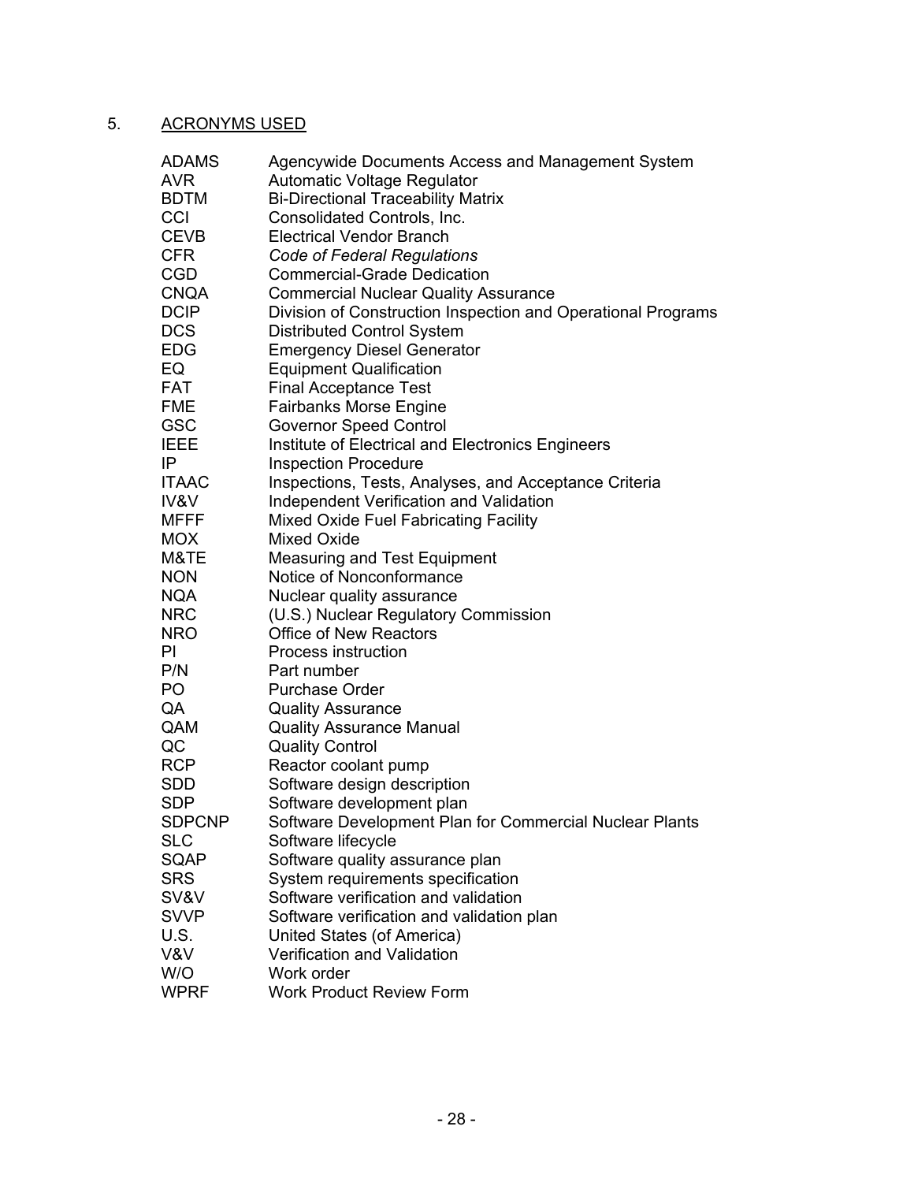## 5. ACRONYMS USED

| | |
|---|---|
| ADAMS | Agencywide Documents Access and Management System |
| AVR | Automatic Voltage Regulator |
| BDTM | Bi-Directional Traceability Matrix |
| CCI | Consolidated Controls, Inc. |
| CEVB | Electrical Vendor Branch |
| CFR | *Code of Federal Regulations* |
| CGD | Commercial-Grade Dedication |
| CNQA | Commercial Nuclear Quality Assurance |
| DCIP | Division of Construction Inspection and Operational Programs |
| DCS | Distributed Control System |
| EDG | Emergency Diesel Generator |
| EQ | Equipment Qualification |
| FAT | Final Acceptance Test |
| FME | Fairbanks Morse Engine |
| GSC | Governor Speed Control |
| IEEE | Institute of Electrical and Electronics Engineers |
| IP | Inspection Procedure |
| ITAAC | Inspections, Tests, Analyses, and Acceptance Criteria |
| IV&V | Independent Verification and Validation |
| MFFF | Mixed Oxide Fuel Fabricating Facility |
| MOX | Mixed Oxide |
| M&TE | Measuring and Test Equipment |
| NON | Notice of Nonconformance |
| NQA | Nuclear quality assurance |
| NRC | (U.S.) Nuclear Regulatory Commission |
| NRO | Office of New Reactors |
| PI | Process instruction |
| P/N | Part number |
| PO | Purchase Order |
| QA | Quality Assurance |
| QAM | Quality Assurance Manual |
| QC | Quality Control |
| RCP | Reactor coolant pump |
| SDD | Software design description |
| SDP | Software development plan |
| SDPCNP | Software Development Plan for Commercial Nuclear Plants |
| SLC | Software lifecycle |
| SQAP | Software quality assurance plan |
| SRS | System requirements specification |
| SV&V | Software verification and validation |
| SVVP | Software verification and validation plan |
| U.S. | United States (of America) |
| V&V | Verification and Validation |
| W/O | Work order |
| WPRF | Work Product Review Form |